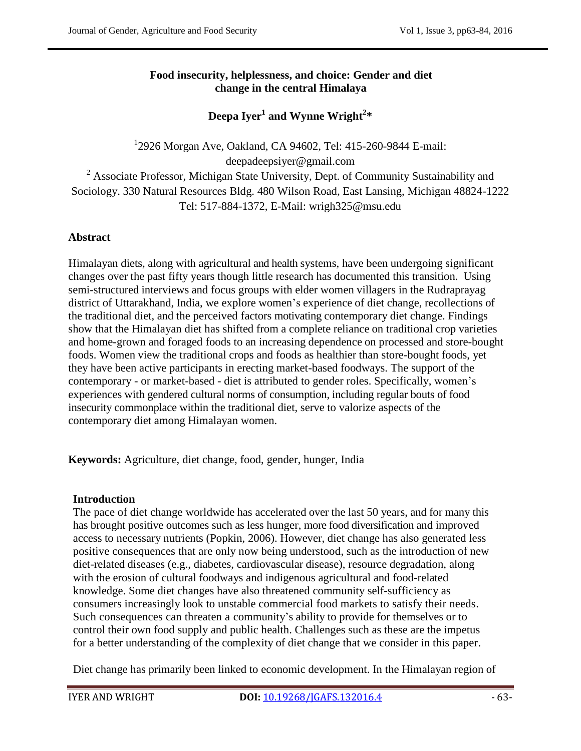# Food insecurity, helplessness, and choice: Gender and diet change in the central Himalaya

**Deepa Iyer[1] and Wynne Wright[2]***

[1]2926 Morgan Ave, Oakland, CA 94602, Tel: 415-260-9844 E-mail: deepadeepsiyer@gmail.com

[2] Associate Professor, Michigan State University, Dept. of Community Sustainability and Sociology. 330 Natural Resources Bldg. 480 Wilson Road, East Lansing, Michigan 48824-1222 Tel: 517-884-1372, E-Mail: wrigh325@msu.edu

## Abstract

Himalayan diets, along with agricultural and health systems, have been undergoing significant changes over the past fifty years though little research has documented this transition. Using semi-structured interviews and focus groups with elder women villagers in the Rudraprayag district of Uttarakhand, India, we explore women's experience of diet change, recollections of the traditional diet, and the perceived factors motivating contemporary diet change. Findings show that the Himalayan diet has shifted from a complete reliance on traditional crop varieties and home-grown and foraged foods to an increasing dependence on processed and store-bought foods. Women view the traditional crops and foods as healthier than store-bought foods, yet they have been active participants in erecting market-based foodways. The support of the contemporary - or market-based - diet is attributed to gender roles. Specifically, women's experiences with gendered cultural norms of consumption, including regular bouts of food insecurity commonplace within the traditional diet, serve to valorize aspects of the contemporary diet among Himalayan women.

**Keywords:** Agriculture, diet change, food, gender, hunger, India

## Introduction

The pace of diet change worldwide has accelerated over the last 50 years, and for many this has brought positive outcomes such as less hunger, more food diversification and improved access to necessary nutrients (Popkin, 2006). However, diet change has also generated less positive consequences that are only now being understood, such as the introduction of new diet-related diseases (e.g., diabetes, cardiovascular disease), resource degradation, along with the erosion of cultural foodways and indigenous agricultural and food-related knowledge. Some diet changes have also threatened community self-sufficiency as consumers increasingly look to unstable commercial food markets to satisfy their needs. Such consequences can threaten a community's ability to provide for themselves or to control their own food supply and public health. Challenges such as these are the impetus for a better understanding of the complexity of diet change that we consider in this paper.

Diet change has primarily been linked to economic development. In the Himalayan region of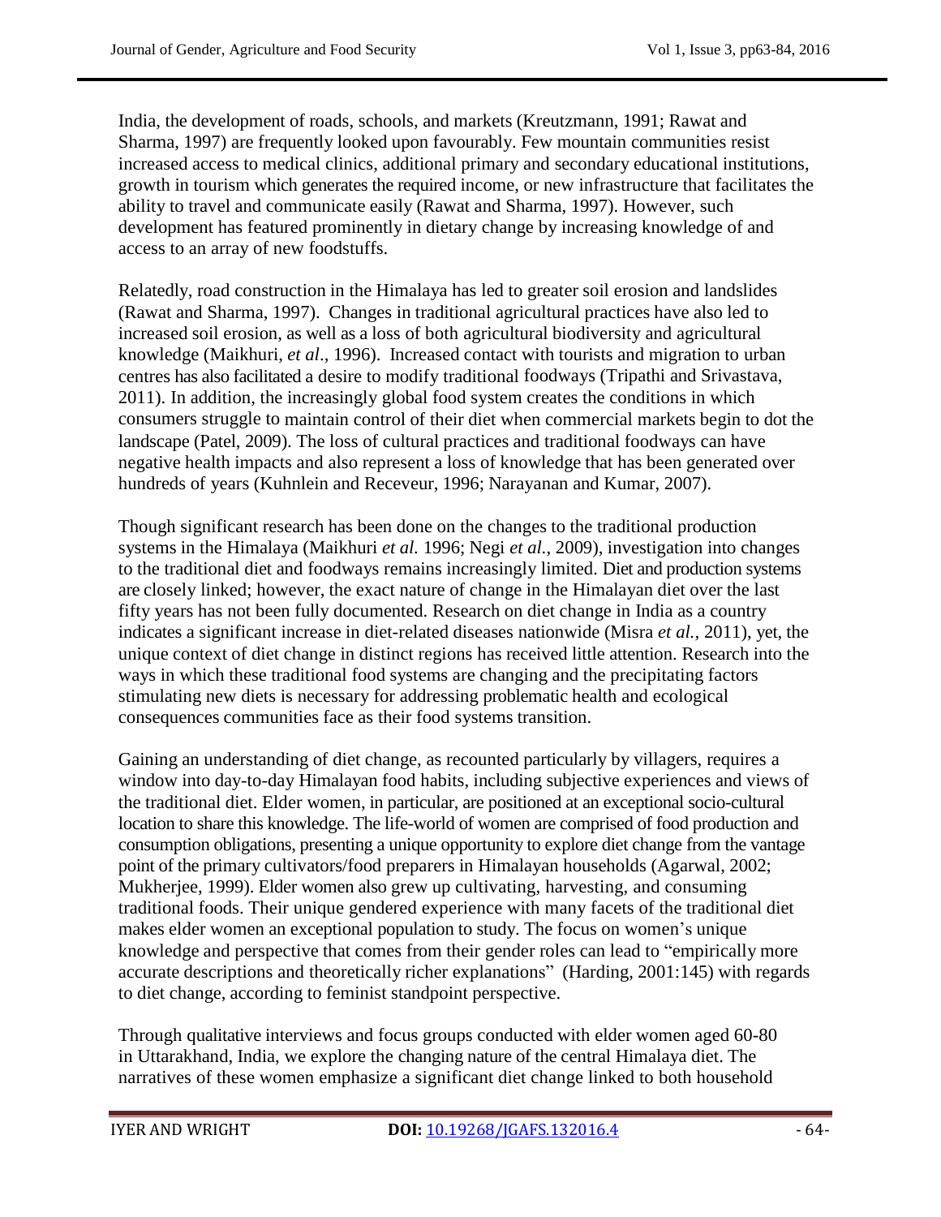India, the development of roads, schools, and markets (Kreutzmann, 1991; Rawat and Sharma, 1997) are frequently looked upon favourably. Few mountain communities resist increased access to medical clinics, additional primary and secondary educational institutions, growth in tourism which generates the required income, or new infrastructure that facilitates the ability to travel and communicate easily (Rawat and Sharma, 1997). However, such development has featured prominently in dietary change by increasing knowledge of and access to an array of new foodstuffs.

Relatedly, road construction in the Himalaya has led to greater soil erosion and landslides (Rawat and Sharma, 1997). Changes in traditional agricultural practices have also led to increased soil erosion, as well as a loss of both agricultural biodiversity and agricultural knowledge (Maikhuri, *et al*., 1996). Increased contact with tourists and migration to urban centres has also facilitated a desire to modify traditional foodways (Tripathi and Srivastava, 2011). In addition, the increasingly global food system creates the conditions in which consumers struggle to maintain control of their diet when commercial markets begin to dot the landscape (Patel, 2009). The loss of cultural practices and traditional foodways can have negative health impacts and also represent a loss of knowledge that has been generated over hundreds of years (Kuhnlein and Receveur, 1996; Narayanan and Kumar, 2007).

Though significant research has been done on the changes to the traditional production systems in the Himalaya (Maikhuri *et al.* 1996; Negi *et al.*, 2009), investigation into changes to the traditional diet and foodways remains increasingly limited. Diet and production systems are closely linked; however, the exact nature of change in the Himalayan diet over the last fifty years has not been fully documented. Research on diet change in India as a country indicates a significant increase in diet-related diseases nationwide (Misra *et al.*, 2011), yet, the unique context of diet change in distinct regions has received little attention. Research into the ways in which these traditional food systems are changing and the precipitating factors stimulating new diets is necessary for addressing problematic health and ecological consequences communities face as their food systems transition.

Gaining an understanding of diet change, as recounted particularly by villagers, requires a window into day-to-day Himalayan food habits, including subjective experiences and views of the traditional diet. Elder women, in particular, are positioned at an exceptional socio-cultural location to share this knowledge. The life-world of women are comprised of food production and consumption obligations, presenting a unique opportunity to explore diet change from the vantage point of the primary cultivators/food preparers in Himalayan households (Agarwal, 2002; Mukherjee, 1999). Elder women also grew up cultivating, harvesting, and consuming traditional foods. Their unique gendered experience with many facets of the traditional diet makes elder women an exceptional population to study. The focus on women's unique knowledge and perspective that comes from their gender roles can lead to "empirically more accurate descriptions and theoretically richer explanations" (Harding, 2001:145) with regards to diet change, according to feminist standpoint perspective.

Through qualitative interviews and focus groups conducted with elder women aged 60-80 in Uttarakhand, India, we explore the changing nature of the central Himalaya diet. The narratives of these women emphasize a significant diet change linked to both household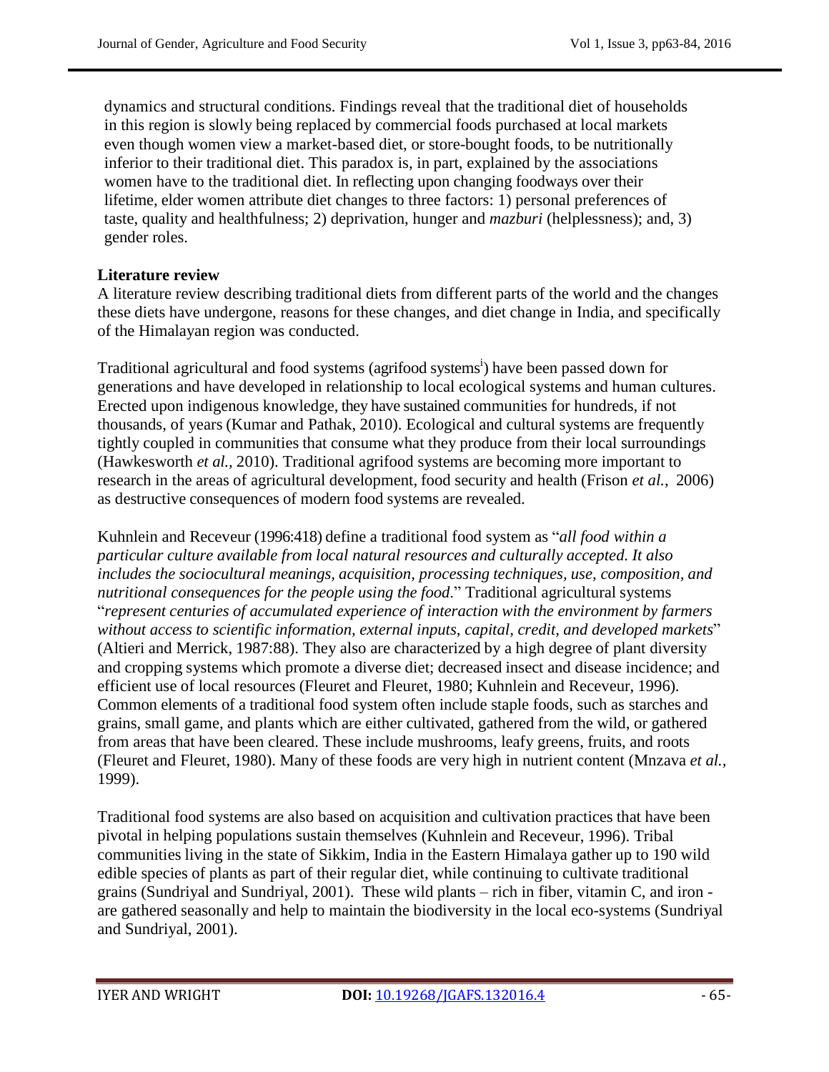dynamics and structural conditions. Findings reveal that the traditional diet of households in this region is slowly being replaced by commercial foods purchased at local markets even though women view a market-based diet, or store-bought foods, to be nutritionally inferior to their traditional diet. This paradox is, in part, explained by the associations women have to the traditional diet. In reflecting upon changing foodways over their lifetime, elder women attribute diet changes to three factors: 1) personal preferences of taste, quality and healthfulness; 2) deprivation, hunger and *mazburi* (helplessness); and, 3) gender roles.

## Literature review

A literature review describing traditional diets from different parts of the world and the changes these diets have undergone, reasons for these changes, and diet change in India, and specifically of the Himalayan region was conducted.

Traditional agricultural and food systems (agrifood systems[i]) have been passed down for generations and have developed in relationship to local ecological systems and human cultures. Erected upon indigenous knowledge, they have sustained communities for hundreds, if not thousands, of years (Kumar and Pathak, 2010). Ecological and cultural systems are frequently tightly coupled in communities that consume what they produce from their local surroundings (Hawkesworth *et al.,* 2010). Traditional agrifood systems are becoming more important to research in the areas of agricultural development, food security and health (Frison *et al.*, 2006) as destructive consequences of modern food systems are revealed.

Kuhnlein and Receveur (1996:418) define a traditional food system as "*all food within a particular culture available from local natural resources and culturally accepted. It also includes the sociocultural meanings, acquisition, processing techniques, use, composition, and nutritional consequences for the people using the food*." Traditional agricultural systems "*represent centuries of accumulated experience of interaction with the environment by farmers without access to scientific information, external inputs, capital, credit, and developed markets*" (Altieri and Merrick, 1987:88). They also are characterized by a high degree of plant diversity and cropping systems which promote a diverse diet; decreased insect and disease incidence; and efficient use of local resources (Fleuret and Fleuret, 1980; Kuhnlein and Receveur, 1996). Common elements of a traditional food system often include staple foods, such as starches and grains, small game, and plants which are either cultivated, gathered from the wild, or gathered from areas that have been cleared. These include mushrooms, leafy greens, fruits, and roots (Fleuret and Fleuret, 1980). Many of these foods are very high in nutrient content (Mnzava *et al.*, 1999).

Traditional food systems are also based on acquisition and cultivation practices that have been pivotal in helping populations sustain themselves (Kuhnlein and Receveur, 1996). Tribal communities living in the state of Sikkim, India in the Eastern Himalaya gather up to 190 wild edible species of plants as part of their regular diet, while continuing to cultivate traditional grains (Sundriyal and Sundriyal, 2001). These wild plants – rich in fiber, vitamin C, and iron - are gathered seasonally and help to maintain the biodiversity in the local eco-systems (Sundriyal and Sundriyal, 2001).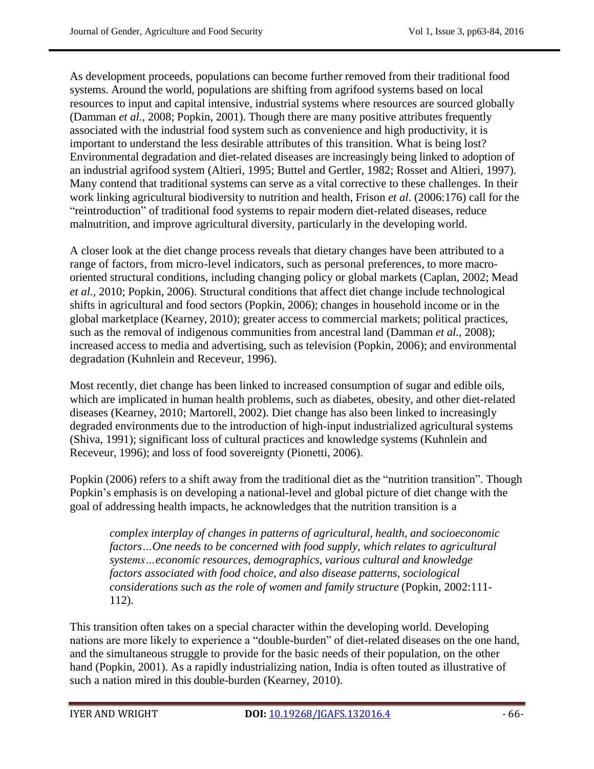As development proceeds, populations can become further removed from their traditional food systems. Around the world, populations are shifting from agrifood systems based on local resources to input and capital intensive, industrial systems where resources are sourced globally (Damman *et al.*, 2008; Popkin, 2001). Though there are many positive attributes frequently associated with the industrial food system such as convenience and high productivity, it is important to understand the less desirable attributes of this transition. What is being lost? Environmental degradation and diet-related diseases are increasingly being linked to adoption of an industrial agrifood system (Altieri, 1995; Buttel and Gertler, 1982; Rosset and Altieri, 1997). Many contend that traditional systems can serve as a vital corrective to these challenges. In their work linking agricultural biodiversity to nutrition and health, Frison *et al*. (2006:176) call for the "reintroduction" of traditional food systems to repair modern diet-related diseases, reduce malnutrition, and improve agricultural diversity, particularly in the developing world.

A closer look at the diet change process reveals that dietary changes have been attributed to a range of factors, from micro-level indicators, such as personal preferences, to more macro-oriented structural conditions, including changing policy or global markets (Caplan, 2002; Mead *et al.*, 2010; Popkin, 2006). Structural conditions that affect diet change include technological shifts in agricultural and food sectors (Popkin, 2006); changes in household income or in the global marketplace (Kearney, 2010); greater access to commercial markets; political practices, such as the removal of indigenous communities from ancestral land (Damman *et al.*, 2008); increased access to media and advertising, such as television (Popkin, 2006); and environmental degradation (Kuhnlein and Receveur, 1996).

Most recently, diet change has been linked to increased consumption of sugar and edible oils, which are implicated in human health problems, such as diabetes, obesity, and other diet-related diseases (Kearney, 2010; Martorell, 2002). Diet change has also been linked to increasingly degraded environments due to the introduction of high-input industrialized agricultural systems (Shiva, 1991); significant loss of cultural practices and knowledge systems (Kuhnlein and Receveur, 1996); and loss of food sovereignty (Pionetti, 2006).

Popkin (2006) refers to a shift away from the traditional diet as the "nutrition transition". Though Popkin's emphasis is on developing a national-level and global picture of diet change with the goal of addressing health impacts, he acknowledges that the nutrition transition is a

> *complex interplay of changes in patterns of agricultural, health, and socioeconomic factors…One needs to be concerned with food supply, which relates to agricultural systems…economic resources, demographics, various cultural and knowledge factors associated with food choice, and also disease patterns, sociological considerations such as the role of women and family structure* (Popkin, 2002:111-112).

This transition often takes on a special character within the developing world. Developing nations are more likely to experience a "double-burden" of diet-related diseases on the one hand, and the simultaneous struggle to provide for the basic needs of their population, on the other hand (Popkin, 2001). As a rapidly industrializing nation, India is often touted as illustrative of such a nation mired in this double-burden (Kearney, 2010).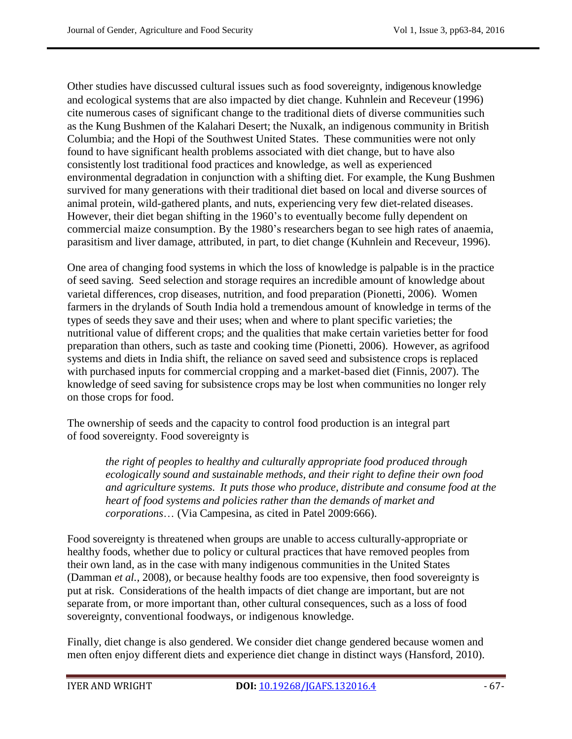Other studies have discussed cultural issues such as food sovereignty, indigenous knowledge and ecological systems that are also impacted by diet change. Kuhnlein and Receveur (1996) cite numerous cases of significant change to the traditional diets of diverse communities such as the Kung Bushmen of the Kalahari Desert; the Nuxalk, an indigenous community in British Columbia; and the Hopi of the Southwest United States. These communities were not only found to have significant health problems associated with diet change, but to have also consistently lost traditional food practices and knowledge, as well as experienced environmental degradation in conjunction with a shifting diet. For example, the Kung Bushmen survived for many generations with their traditional diet based on local and diverse sources of animal protein, wild-gathered plants, and nuts, experiencing very few diet-related diseases. However, their diet began shifting in the 1960's to eventually become fully dependent on commercial maize consumption. By the 1980's researchers began to see high rates of anaemia, parasitism and liver damage, attributed, in part, to diet change (Kuhnlein and Receveur, 1996).

One area of changing food systems in which the loss of knowledge is palpable is in the practice of seed saving. Seed selection and storage requires an incredible amount of knowledge about varietal differences, crop diseases, nutrition, and food preparation (Pionetti, 2006). Women farmers in the drylands of South India hold a tremendous amount of knowledge in terms of the types of seeds they save and their uses; when and where to plant specific varieties; the nutritional value of different crops; and the qualities that make certain varieties better for food preparation than others, such as taste and cooking time (Pionetti, 2006). However, as agrifood systems and diets in India shift, the reliance on saved seed and subsistence crops is replaced with purchased inputs for commercial cropping and a market-based diet (Finnis, 2007). The knowledge of seed saving for subsistence crops may be lost when communities no longer rely on those crops for food.

The ownership of seeds and the capacity to control food production is an integral part of food sovereignty. Food sovereignty is

> *the right of peoples to healthy and culturally appropriate food produced through ecologically sound and sustainable methods, and their right to define their own food and agriculture systems. It puts those who produce, distribute and consume food at the heart of food systems and policies rather than the demands of market and corporations*… (Via Campesina, as cited in Patel 2009:666).

Food sovereignty is threatened when groups are unable to access culturally-appropriate or healthy foods, whether due to policy or cultural practices that have removed peoples from their own land, as in the case with many indigenous communities in the United States (Damman *et al.,* 2008), or because healthy foods are too expensive, then food sovereignty is put at risk. Considerations of the health impacts of diet change are important, but are not separate from, or more important than, other cultural consequences, such as a loss of food sovereignty, conventional foodways, or indigenous knowledge.

Finally, diet change is also gendered. We consider diet change gendered because women and men often enjoy different diets and experience diet change in distinct ways (Hansford, 2010).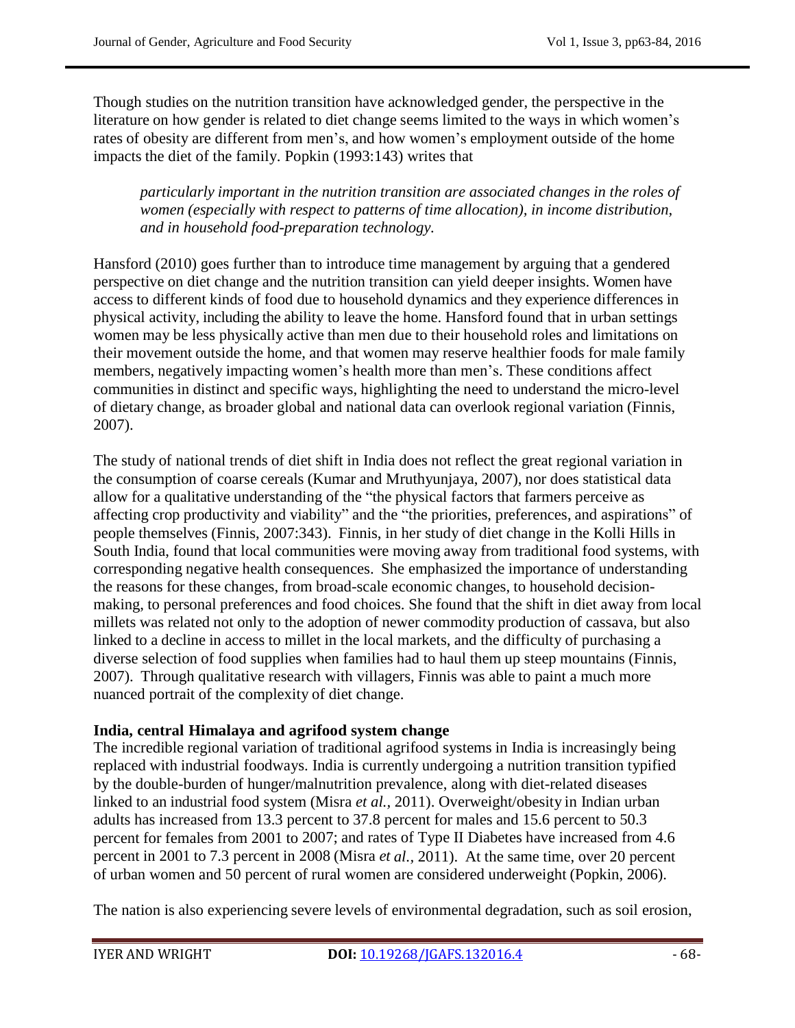Though studies on the nutrition transition have acknowledged gender, the perspective in the literature on how gender is related to diet change seems limited to the ways in which women's rates of obesity are different from men's, and how women's employment outside of the home impacts the diet of the family. Popkin (1993:143) writes that

> *particularly important in the nutrition transition are associated changes in the roles of women (especially with respect to patterns of time allocation), in income distribution, and in household food-preparation technology.*

Hansford (2010) goes further than to introduce time management by arguing that a gendered perspective on diet change and the nutrition transition can yield deeper insights. Women have access to different kinds of food due to household dynamics and they experience differences in physical activity, including the ability to leave the home. Hansford found that in urban settings women may be less physically active than men due to their household roles and limitations on their movement outside the home, and that women may reserve healthier foods for male family members, negatively impacting women's health more than men's. These conditions affect communities in distinct and specific ways, highlighting the need to understand the micro-level of dietary change, as broader global and national data can overlook regional variation (Finnis, 2007).

The study of national trends of diet shift in India does not reflect the great regional variation in the consumption of coarse cereals (Kumar and Mruthyunjaya, 2007), nor does statistical data allow for a qualitative understanding of the "the physical factors that farmers perceive as affecting crop productivity and viability" and the "the priorities, preferences, and aspirations" of people themselves (Finnis, 2007:343). Finnis, in her study of diet change in the Kolli Hills in South India, found that local communities were moving away from traditional food systems, with corresponding negative health consequences. She emphasized the importance of understanding the reasons for these changes, from broad-scale economic changes, to household decision-making, to personal preferences and food choices. She found that the shift in diet away from local millets was related not only to the adoption of newer commodity production of cassava, but also linked to a decline in access to millet in the local markets, and the difficulty of purchasing a diverse selection of food supplies when families had to haul them up steep mountains (Finnis, 2007). Through qualitative research with villagers, Finnis was able to paint a much more nuanced portrait of the complexity of diet change.

**India, central Himalaya and agrifood system change**

The incredible regional variation of traditional agrifood systems in India is increasingly being replaced with industrial foodways. India is currently undergoing a nutrition transition typified by the double-burden of hunger/malnutrition prevalence, along with diet-related diseases linked to an industrial food system (Misra *et al.,* 2011). Overweight/obesity in Indian urban adults has increased from 13.3 percent to 37.8 percent for males and 15.6 percent to 50.3 percent for females from 2001 to 2007; and rates of Type II Diabetes have increased from 4.6 percent in 2001 to 7.3 percent in 2008 (Misra *et al.,* 2011). At the same time, over 20 percent of urban women and 50 percent of rural women are considered underweight (Popkin, 2006).

The nation is also experiencing severe levels of environmental degradation, such as soil erosion,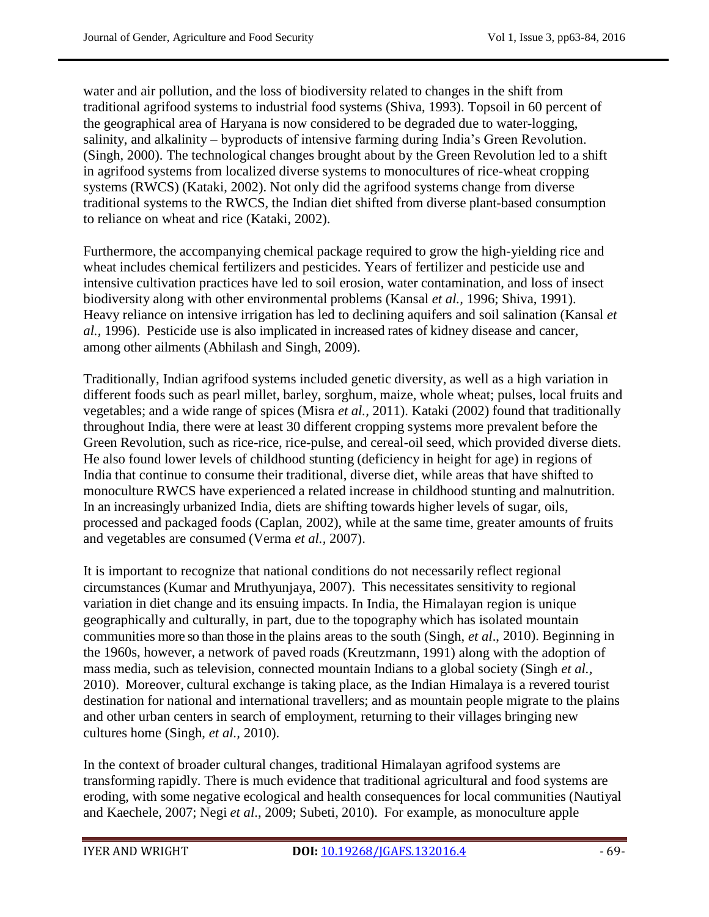water and air pollution, and the loss of biodiversity related to changes in the shift from traditional agrifood systems to industrial food systems (Shiva, 1993). Topsoil in 60 percent of the geographical area of Haryana is now considered to be degraded due to water-logging, salinity, and alkalinity – byproducts of intensive farming during India's Green Revolution. (Singh, 2000). The technological changes brought about by the Green Revolution led to a shift in agrifood systems from localized diverse systems to monocultures of rice-wheat cropping systems (RWCS) (Kataki, 2002). Not only did the agrifood systems change from diverse traditional systems to the RWCS, the Indian diet shifted from diverse plant-based consumption to reliance on wheat and rice (Kataki, 2002).

Furthermore, the accompanying chemical package required to grow the high-yielding rice and wheat includes chemical fertilizers and pesticides. Years of fertilizer and pesticide use and intensive cultivation practices have led to soil erosion, water contamination, and loss of insect biodiversity along with other environmental problems (Kansal *et al.,* 1996; Shiva, 1991). Heavy reliance on intensive irrigation has led to declining aquifers and soil salination (Kansal *et al.,* 1996). Pesticide use is also implicated in increased rates of kidney disease and cancer, among other ailments (Abhilash and Singh, 2009).

Traditionally, Indian agrifood systems included genetic diversity, as well as a high variation in different foods such as pearl millet, barley, sorghum, maize, whole wheat; pulses, local fruits and vegetables; and a wide range of spices (Misra *et al.,* 2011). Kataki (2002) found that traditionally throughout India, there were at least 30 different cropping systems more prevalent before the Green Revolution, such as rice-rice, rice-pulse, and cereal-oil seed, which provided diverse diets. He also found lower levels of childhood stunting (deficiency in height for age) in regions of India that continue to consume their traditional, diverse diet, while areas that have shifted to monoculture RWCS have experienced a related increase in childhood stunting and malnutrition. In an increasingly urbanized India, diets are shifting towards higher levels of sugar, oils, processed and packaged foods (Caplan, 2002), while at the same time, greater amounts of fruits and vegetables are consumed (Verma *et al.,* 2007).

It is important to recognize that national conditions do not necessarily reflect regional circumstances (Kumar and Mruthyunjaya, 2007). This necessitates sensitivity to regional variation in diet change and its ensuing impacts. In India, the Himalayan region is unique geographically and culturally, in part, due to the topography which has isolated mountain communities more so than those in the plains areas to the south (Singh, *et al*., 2010). Beginning in the 1960s, however, a network of paved roads (Kreutzmann, 1991) along with the adoption of mass media, such as television, connected mountain Indians to a global society (Singh *et al.,* 2010). Moreover, cultural exchange is taking place, as the Indian Himalaya is a revered tourist destination for national and international travellers; and as mountain people migrate to the plains and other urban centers in search of employment, returning to their villages bringing new cultures home (Singh, *et al.,* 2010).

In the context of broader cultural changes, traditional Himalayan agrifood systems are transforming rapidly. There is much evidence that traditional agricultural and food systems are eroding, with some negative ecological and health consequences for local communities (Nautiyal and Kaechele, 2007; Negi *et al*., 2009; Subeti, 2010). For example, as monoculture apple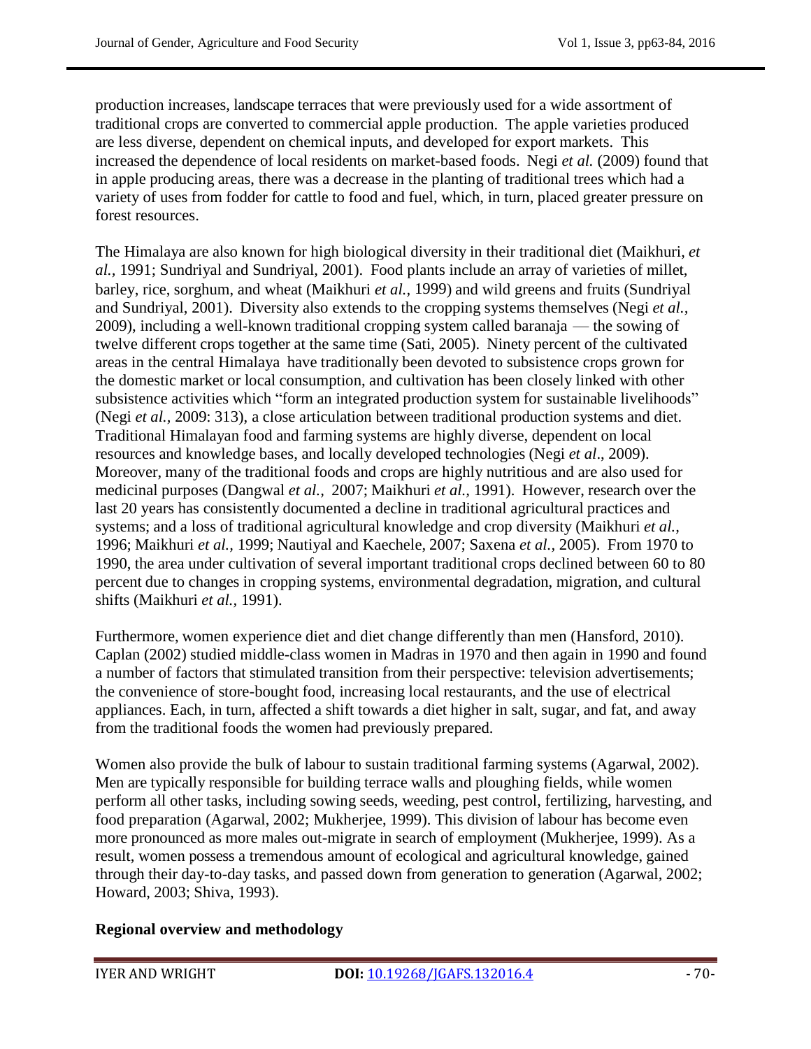production increases, landscape terraces that were previously used for a wide assortment of traditional crops are converted to commercial apple production. The apple varieties produced are less diverse, dependent on chemical inputs, and developed for export markets. This increased the dependence of local residents on market-based foods. Negi *et al.* (2009) found that in apple producing areas, there was a decrease in the planting of traditional trees which had a variety of uses from fodder for cattle to food and fuel, which, in turn, placed greater pressure on forest resources.

The Himalaya are also known for high biological diversity in their traditional diet (Maikhuri, *et al.*, 1991; Sundriyal and Sundriyal, 2001). Food plants include an array of varieties of millet, barley, rice, sorghum, and wheat (Maikhuri *et al.*, 1999) and wild greens and fruits (Sundriyal and Sundriyal, 2001). Diversity also extends to the cropping systems themselves (Negi *et al.*, 2009), including a well-known traditional cropping system called baranaja — the sowing of twelve different crops together at the same time (Sati, 2005). Ninety percent of the cultivated areas in the central Himalaya have traditionally been devoted to subsistence crops grown for the domestic market or local consumption, and cultivation has been closely linked with other subsistence activities which "form an integrated production system for sustainable livelihoods" (Negi *et al.*, 2009: 313), a close articulation between traditional production systems and diet. Traditional Himalayan food and farming systems are highly diverse, dependent on local resources and knowledge bases, and locally developed technologies (Negi *et al*., 2009). Moreover, many of the traditional foods and crops are highly nutritious and are also used for medicinal purposes (Dangwal *et al.*, 2007; Maikhuri *et al.*, 1991). However, research over the last 20 years has consistently documented a decline in traditional agricultural practices and systems; and a loss of traditional agricultural knowledge and crop diversity (Maikhuri *et al.*, 1996; Maikhuri *et al.*, 1999; Nautiyal and Kaechele, 2007; Saxena *et al.*, 2005). From 1970 to 1990, the area under cultivation of several important traditional crops declined between 60 to 80 percent due to changes in cropping systems, environmental degradation, migration, and cultural shifts (Maikhuri *et al.*, 1991).

Furthermore, women experience diet and diet change differently than men (Hansford, 2010). Caplan (2002) studied middle-class women in Madras in 1970 and then again in 1990 and found a number of factors that stimulated transition from their perspective: television advertisements; the convenience of store-bought food, increasing local restaurants, and the use of electrical appliances. Each, in turn, affected a shift towards a diet higher in salt, sugar, and fat, and away from the traditional foods the women had previously prepared.

Women also provide the bulk of labour to sustain traditional farming systems (Agarwal, 2002). Men are typically responsible for building terrace walls and ploughing fields, while women perform all other tasks, including sowing seeds, weeding, pest control, fertilizing, harvesting, and food preparation (Agarwal, 2002; Mukherjee, 1999). This division of labour has become even more pronounced as more males out-migrate in search of employment (Mukherjee, 1999). As a result, women possess a tremendous amount of ecological and agricultural knowledge, gained through their day-to-day tasks, and passed down from generation to generation (Agarwal, 2002; Howard, 2003; Shiva, 1993).

## Regional overview and methodology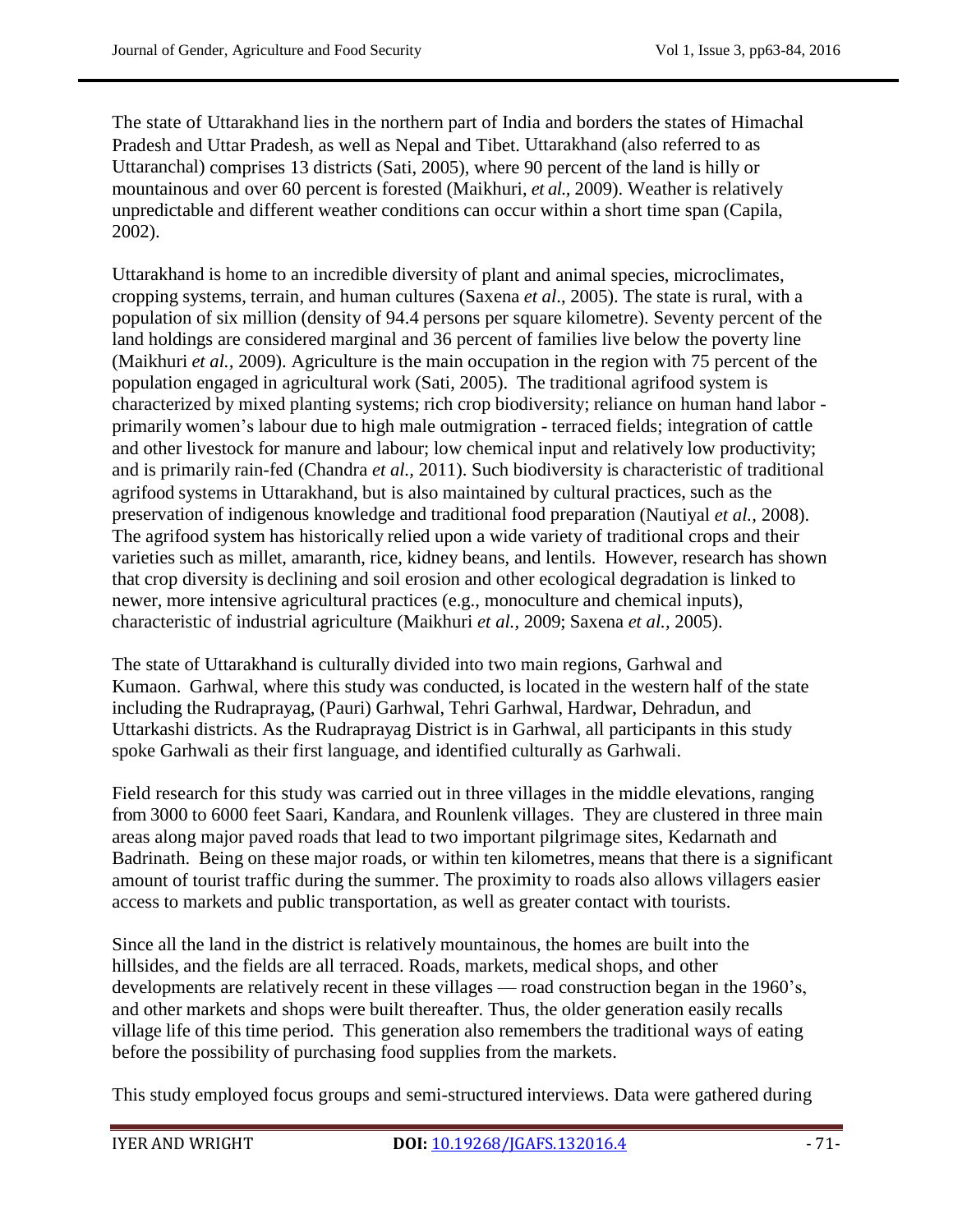The state of Uttarakhand lies in the northern part of India and borders the states of Himachal Pradesh and Uttar Pradesh, as well as Nepal and Tibet. Uttarakhand (also referred to as Uttaranchal) comprises 13 districts (Sati, 2005), where 90 percent of the land is hilly or mountainous and over 60 percent is forested (Maikhuri, *et al.*, 2009). Weather is relatively unpredictable and different weather conditions can occur within a short time span (Capila, 2002).

Uttarakhand is home to an incredible diversity of plant and animal species, microclimates, cropping systems, terrain, and human cultures (Saxena *et al*., 2005). The state is rural, with a population of six million (density of 94.4 persons per square kilometre). Seventy percent of the land holdings are considered marginal and 36 percent of families live below the poverty line (Maikhuri *et al.,* 2009). Agriculture is the main occupation in the region with 75 percent of the population engaged in agricultural work (Sati, 2005). The traditional agrifood system is characterized by mixed planting systems; rich crop biodiversity; reliance on human hand labor - primarily women's labour due to high male outmigration - terraced fields; integration of cattle and other livestock for manure and labour; low chemical input and relatively low productivity; and is primarily rain-fed (Chandra *et al.,* 2011). Such biodiversity is characteristic of traditional agrifood systems in Uttarakhand, but is also maintained by cultural practices, such as the preservation of indigenous knowledge and traditional food preparation (Nautiyal *et al.,* 2008). The agrifood system has historically relied upon a wide variety of traditional crops and their varieties such as millet, amaranth, rice, kidney beans, and lentils. However, research has shown that crop diversity is declining and soil erosion and other ecological degradation is linked to newer, more intensive agricultural practices (e.g., monoculture and chemical inputs), characteristic of industrial agriculture (Maikhuri *et al.,* 2009; Saxena *et al.,* 2005).

The state of Uttarakhand is culturally divided into two main regions, Garhwal and Kumaon. Garhwal, where this study was conducted, is located in the western half of the state including the Rudraprayag, (Pauri) Garhwal, Tehri Garhwal, Hardwar, Dehradun, and Uttarkashi districts. As the Rudraprayag District is in Garhwal, all participants in this study spoke Garhwali as their first language, and identified culturally as Garhwali.

Field research for this study was carried out in three villages in the middle elevations, ranging from 3000 to 6000 feet Saari, Kandara, and Rounlenk villages. They are clustered in three main areas along major paved roads that lead to two important pilgrimage sites, Kedarnath and Badrinath. Being on these major roads, or within ten kilometres, means that there is a significant amount of tourist traffic during the summer. The proximity to roads also allows villagers easier access to markets and public transportation, as well as greater contact with tourists.

Since all the land in the district is relatively mountainous, the homes are built into the hillsides, and the fields are all terraced. Roads, markets, medical shops, and other developments are relatively recent in these villages — road construction began in the 1960's, and other markets and shops were built thereafter. Thus, the older generation easily recalls village life of this time period. This generation also remembers the traditional ways of eating before the possibility of purchasing food supplies from the markets.

This study employed focus groups and semi-structured interviews. Data were gathered during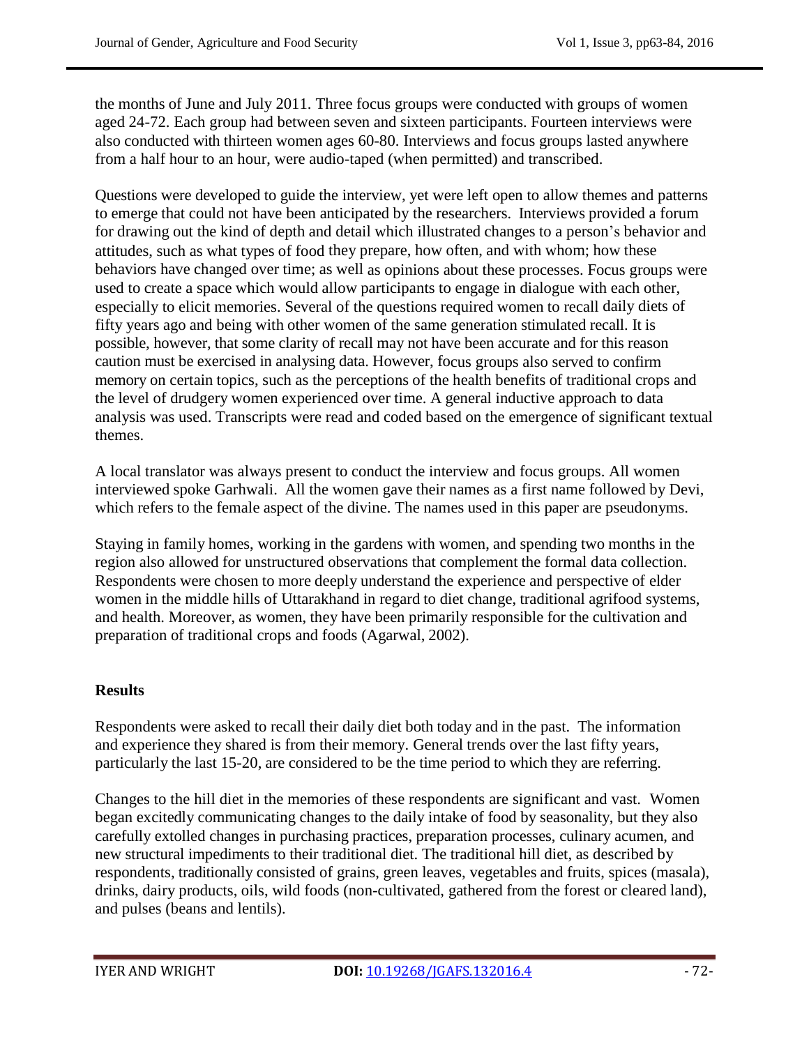the months of June and July 2011. Three focus groups were conducted with groups of women aged 24-72. Each group had between seven and sixteen participants. Fourteen interviews were also conducted with thirteen women ages 60-80. Interviews and focus groups lasted anywhere from a half hour to an hour, were audio-taped (when permitted) and transcribed.

Questions were developed to guide the interview, yet were left open to allow themes and patterns to emerge that could not have been anticipated by the researchers. Interviews provided a forum for drawing out the kind of depth and detail which illustrated changes to a person's behavior and attitudes, such as what types of food they prepare, how often, and with whom; how these behaviors have changed over time; as well as opinions about these processes. Focus groups were used to create a space which would allow participants to engage in dialogue with each other, especially to elicit memories. Several of the questions required women to recall daily diets of fifty years ago and being with other women of the same generation stimulated recall. It is possible, however, that some clarity of recall may not have been accurate and for this reason caution must be exercised in analysing data. However, focus groups also served to confirm memory on certain topics, such as the perceptions of the health benefits of traditional crops and the level of drudgery women experienced over time. A general inductive approach to data analysis was used. Transcripts were read and coded based on the emergence of significant textual themes.

A local translator was always present to conduct the interview and focus groups. All women interviewed spoke Garhwali. All the women gave their names as a first name followed by Devi, which refers to the female aspect of the divine. The names used in this paper are pseudonyms.

Staying in family homes, working in the gardens with women, and spending two months in the region also allowed for unstructured observations that complement the formal data collection. Respondents were chosen to more deeply understand the experience and perspective of elder women in the middle hills of Uttarakhand in regard to diet change, traditional agrifood systems, and health. Moreover, as women, they have been primarily responsible for the cultivation and preparation of traditional crops and foods (Agarwal, 2002).

## Results

Respondents were asked to recall their daily diet both today and in the past. The information and experience they shared is from their memory. General trends over the last fifty years, particularly the last 15-20, are considered to be the time period to which they are referring.

Changes to the hill diet in the memories of these respondents are significant and vast. Women began excitedly communicating changes to the daily intake of food by seasonality, but they also carefully extolled changes in purchasing practices, preparation processes, culinary acumen, and new structural impediments to their traditional diet. The traditional hill diet, as described by respondents, traditionally consisted of grains, green leaves, vegetables and fruits, spices (masala), drinks, dairy products, oils, wild foods (non-cultivated, gathered from the forest or cleared land), and pulses (beans and lentils).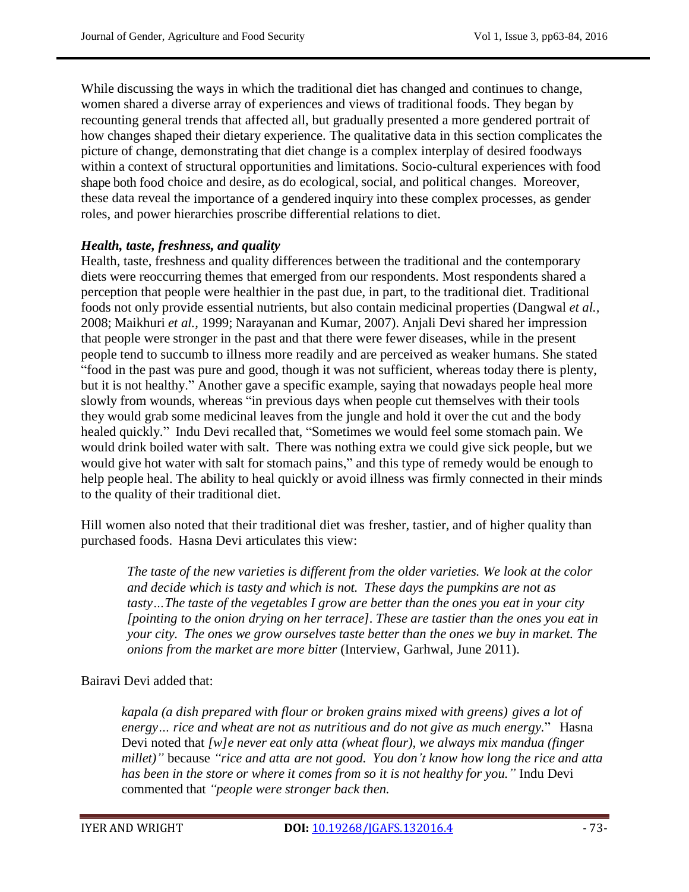While discussing the ways in which the traditional diet has changed and continues to change, women shared a diverse array of experiences and views of traditional foods. They began by recounting general trends that affected all, but gradually presented a more gendered portrait of how changes shaped their dietary experience. The qualitative data in this section complicates the picture of change, demonstrating that diet change is a complex interplay of desired foodways within a context of structural opportunities and limitations. Socio-cultural experiences with food shape both food choice and desire, as do ecological, social, and political changes. Moreover, these data reveal the importance of a gendered inquiry into these complex processes, as gender roles, and power hierarchies proscribe differential relations to diet.

### *Health, taste, freshness, and quality*

Health, taste, freshness and quality differences between the traditional and the contemporary diets were reoccurring themes that emerged from our respondents. Most respondents shared a perception that people were healthier in the past due, in part, to the traditional diet. Traditional foods not only provide essential nutrients, but also contain medicinal properties (Dangwal *et al.*, 2008; Maikhuri *et al.*, 1999; Narayanan and Kumar, 2007). Anjali Devi shared her impression that people were stronger in the past and that there were fewer diseases, while in the present people tend to succumb to illness more readily and are perceived as weaker humans. She stated "food in the past was pure and good, though it was not sufficient, whereas today there is plenty, but it is not healthy." Another gave a specific example, saying that nowadays people heal more slowly from wounds, whereas "in previous days when people cut themselves with their tools they would grab some medicinal leaves from the jungle and hold it over the cut and the body healed quickly." Indu Devi recalled that, "Sometimes we would feel some stomach pain. We would drink boiled water with salt. There was nothing extra we could give sick people, but we would give hot water with salt for stomach pains," and this type of remedy would be enough to help people heal. The ability to heal quickly or avoid illness was firmly connected in their minds to the quality of their traditional diet.

Hill women also noted that their traditional diet was fresher, tastier, and of higher quality than purchased foods. Hasna Devi articulates this view:

> *The taste of the new varieties is different from the older varieties. We look at the color and decide which is tasty and which is not. These days the pumpkins are not as tasty…The taste of the vegetables I grow are better than the ones you eat in your city [pointing to the onion drying on her terrace]. These are tastier than the ones you eat in your city. The ones we grow ourselves taste better than the ones we buy in market. The onions from the market are more bitter* (Interview, Garhwal, June 2011).

Bairavi Devi added that:

> *kapala (a dish prepared with flour or broken grains mixed with greens) gives a lot of energy… rice and wheat are not as nutritious and do not give as much energy.*" Hasna Devi noted that *[w]e never eat only atta (wheat flour), we always mix mandua (finger millet)"* because *"rice and atta are not good. You don't know how long the rice and atta has been in the store or where it comes from so it is not healthy for you."* Indu Devi commented that *"people were stronger back then.*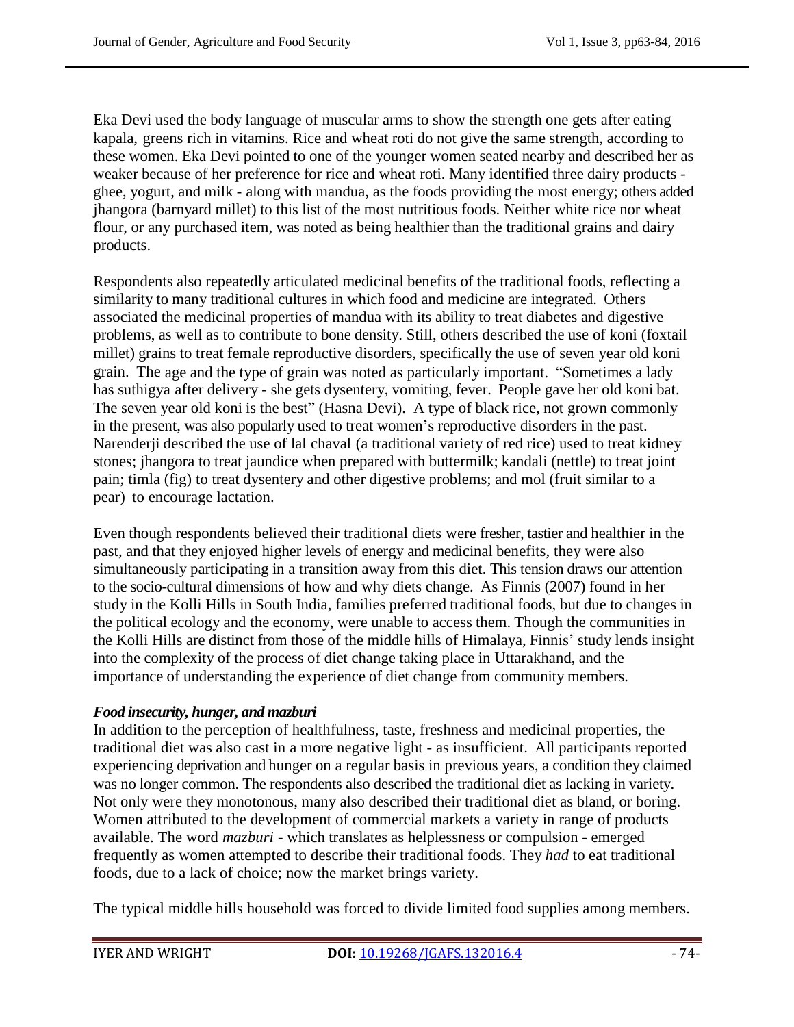Eka Devi used the body language of muscular arms to show the strength one gets after eating kapala, greens rich in vitamins. Rice and wheat roti do not give the same strength, according to these women. Eka Devi pointed to one of the younger women seated nearby and described her as weaker because of her preference for rice and wheat roti. Many identified three dairy products - ghee, yogurt, and milk - along with mandua, as the foods providing the most energy; others added jhangora (barnyard millet) to this list of the most nutritious foods. Neither white rice nor wheat flour, or any purchased item, was noted as being healthier than the traditional grains and dairy products.

Respondents also repeatedly articulated medicinal benefits of the traditional foods, reflecting a similarity to many traditional cultures in which food and medicine are integrated. Others associated the medicinal properties of mandua with its ability to treat diabetes and digestive problems, as well as to contribute to bone density. Still, others described the use of koni (foxtail millet) grains to treat female reproductive disorders, specifically the use of seven year old koni grain. The age and the type of grain was noted as particularly important. "Sometimes a lady has suthigya after delivery - she gets dysentery, vomiting, fever. People gave her old koni bat. The seven year old koni is the best" (Hasna Devi). A type of black rice, not grown commonly in the present, was also popularly used to treat women's reproductive disorders in the past. Narenderji described the use of lal chaval (a traditional variety of red rice) used to treat kidney stones; jhangora to treat jaundice when prepared with buttermilk; kandali (nettle) to treat joint pain; timla (fig) to treat dysentery and other digestive problems; and mol (fruit similar to a pear) to encourage lactation.

Even though respondents believed their traditional diets were fresher, tastier and healthier in the past, and that they enjoyed higher levels of energy and medicinal benefits, they were also simultaneously participating in a transition away from this diet. This tension draws our attention to the socio-cultural dimensions of how and why diets change. As Finnis (2007) found in her study in the Kolli Hills in South India, families preferred traditional foods, but due to changes in the political ecology and the economy, were unable to access them. Though the communities in the Kolli Hills are distinct from those of the middle hills of Himalaya, Finnis' study lends insight into the complexity of the process of diet change taking place in Uttarakhand, and the importance of understanding the experience of diet change from community members.

### *Food insecurity, hunger, and mazburi*

In addition to the perception of healthfulness, taste, freshness and medicinal properties, the traditional diet was also cast in a more negative light - as insufficient. All participants reported experiencing deprivation and hunger on a regular basis in previous years, a condition they claimed was no longer common. The respondents also described the traditional diet as lacking in variety. Not only were they monotonous, many also described their traditional diet as bland, or boring. Women attributed to the development of commercial markets a variety in range of products available. The word *mazburi* - which translates as helplessness or compulsion - emerged frequently as women attempted to describe their traditional foods. They *had* to eat traditional foods, due to a lack of choice; now the market brings variety.

The typical middle hills household was forced to divide limited food supplies among members.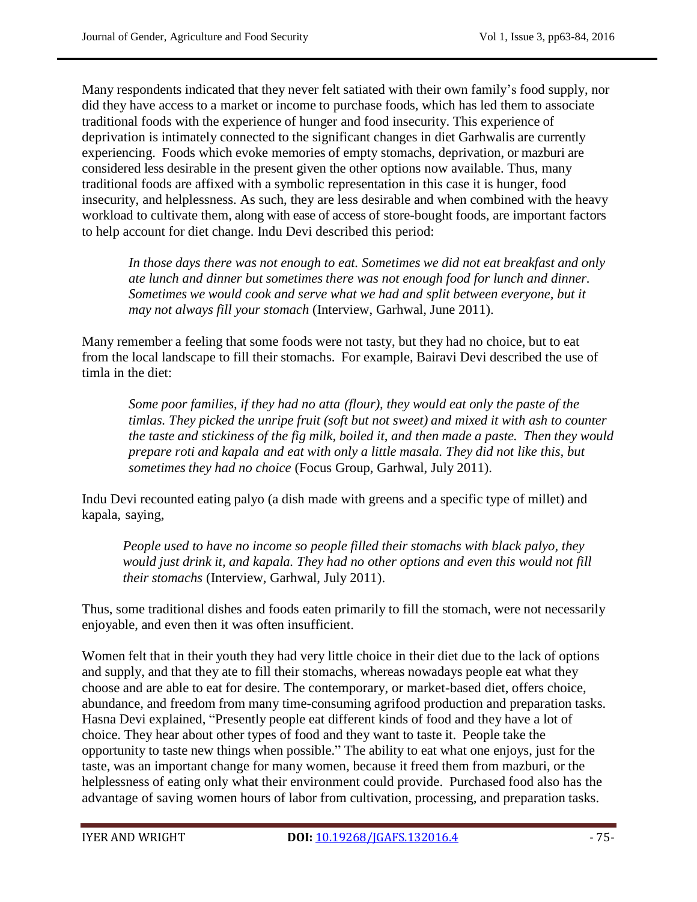Many respondents indicated that they never felt satiated with their own family's food supply, nor did they have access to a market or income to purchase foods, which has led them to associate traditional foods with the experience of hunger and food insecurity. This experience of deprivation is intimately connected to the significant changes in diet Garhwalis are currently experiencing. Foods which evoke memories of empty stomachs, deprivation, or mazburi are considered less desirable in the present given the other options now available. Thus, many traditional foods are affixed with a symbolic representation in this case it is hunger, food insecurity, and helplessness. As such, they are less desirable and when combined with the heavy workload to cultivate them, along with ease of access of store-bought foods, are important factors to help account for diet change. Indu Devi described this period:

> *In those days there was not enough to eat. Sometimes we did not eat breakfast and only ate lunch and dinner but sometimes there was not enough food for lunch and dinner. Sometimes we would cook and serve what we had and split between everyone, but it may not always fill your stomach* (Interview, Garhwal, June 2011).

Many remember a feeling that some foods were not tasty, but they had no choice, but to eat from the local landscape to fill their stomachs. For example, Bairavi Devi described the use of timla in the diet:

> *Some poor families, if they had no atta (flour), they would eat only the paste of the timlas. They picked the unripe fruit (soft but not sweet) and mixed it with ash to counter the taste and stickiness of the fig milk, boiled it, and then made a paste. Then they would prepare roti and kapala and eat with only a little masala. They did not like this, but sometimes they had no choice* (Focus Group, Garhwal, July 2011).

Indu Devi recounted eating palyo (a dish made with greens and a specific type of millet) and kapala, saying,

> *People used to have no income so people filled their stomachs with black palyo, they would just drink it, and kapala. They had no other options and even this would not fill their stomachs* (Interview, Garhwal, July 2011).

Thus, some traditional dishes and foods eaten primarily to fill the stomach, were not necessarily enjoyable, and even then it was often insufficient.

Women felt that in their youth they had very little choice in their diet due to the lack of options and supply, and that they ate to fill their stomachs, whereas nowadays people eat what they choose and are able to eat for desire. The contemporary, or market-based diet, offers choice, abundance, and freedom from many time-consuming agrifood production and preparation tasks. Hasna Devi explained, "Presently people eat different kinds of food and they have a lot of choice. They hear about other types of food and they want to taste it. People take the opportunity to taste new things when possible." The ability to eat what one enjoys, just for the taste, was an important change for many women, because it freed them from mazburi, or the helplessness of eating only what their environment could provide. Purchased food also has the advantage of saving women hours of labor from cultivation, processing, and preparation tasks.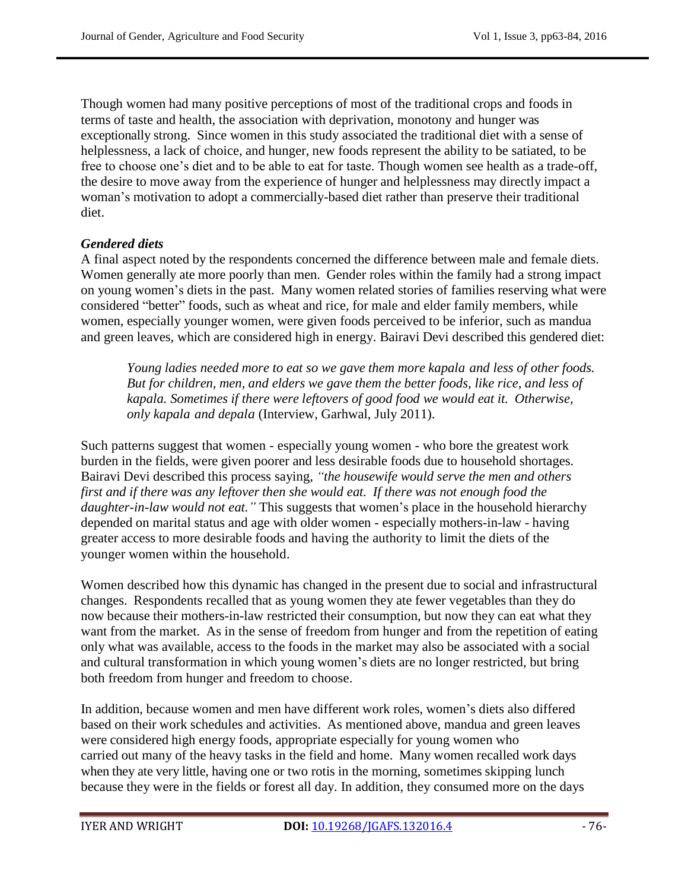Though women had many positive perceptions of most of the traditional crops and foods in terms of taste and health, the association with deprivation, monotony and hunger was exceptionally strong. Since women in this study associated the traditional diet with a sense of helplessness, a lack of choice, and hunger, new foods represent the ability to be satiated, to be free to choose one's diet and to be able to eat for taste. Though women see health as a trade-off, the desire to move away from the experience of hunger and helplessness may directly impact a woman's motivation to adopt a commercially-based diet rather than preserve their traditional diet.

***Gendered diets***

A final aspect noted by the respondents concerned the difference between male and female diets. Women generally ate more poorly than men. Gender roles within the family had a strong impact on young women's diets in the past. Many women related stories of families reserving what were considered "better" foods, such as wheat and rice, for male and elder family members, while women, especially younger women, were given foods perceived to be inferior, such as mandua and green leaves, which are considered high in energy. Bairavi Devi described this gendered diet:

> *Young ladies needed more to eat so we gave them more kapala and less of other foods. But for children, men, and elders we gave them the better foods, like rice, and less of kapala. Sometimes if there were leftovers of good food we would eat it. Otherwise, only kapala and depala* (Interview, Garhwal, July 2011).

Such patterns suggest that women - especially young women - who bore the greatest work burden in the fields, were given poorer and less desirable foods due to household shortages. Bairavi Devi described this process saying*, "the housewife would serve the men and others first and if there was any leftover then she would eat. If there was not enough food the daughter-in-law would not eat."* This suggests that women's place in the household hierarchy depended on marital status and age with older women - especially mothers-in-law - having greater access to more desirable foods and having the authority to limit the diets of the younger women within the household.

Women described how this dynamic has changed in the present due to social and infrastructural changes. Respondents recalled that as young women they ate fewer vegetables than they do now because their mothers-in-law restricted their consumption, but now they can eat what they want from the market. As in the sense of freedom from hunger and from the repetition of eating only what was available, access to the foods in the market may also be associated with a social and cultural transformation in which young women's diets are no longer restricted, but bring both freedom from hunger and freedom to choose.

In addition, because women and men have different work roles, women's diets also differed based on their work schedules and activities. As mentioned above, mandua and green leaves were considered high energy foods, appropriate especially for young women who carried out many of the heavy tasks in the field and home. Many women recalled work days when they ate very little, having one or two rotis in the morning, sometimes skipping lunch because they were in the fields or forest all day. In addition, they consumed more on the days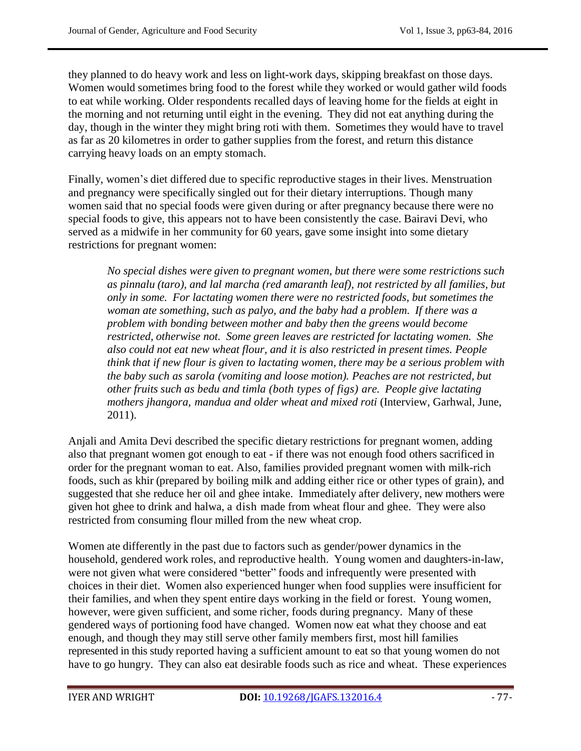they planned to do heavy work and less on light-work days, skipping breakfast on those days. Women would sometimes bring food to the forest while they worked or would gather wild foods to eat while working. Older respondents recalled days of leaving home for the fields at eight in the morning and not returning until eight in the evening. They did not eat anything during the day, though in the winter they might bring roti with them. Sometimes they would have to travel as far as 20 kilometres in order to gather supplies from the forest, and return this distance carrying heavy loads on an empty stomach.

Finally, women's diet differed due to specific reproductive stages in their lives. Menstruation and pregnancy were specifically singled out for their dietary interruptions. Though many women said that no special foods were given during or after pregnancy because there were no special foods to give, this appears not to have been consistently the case. Bairavi Devi, who served as a midwife in her community for 60 years, gave some insight into some dietary restrictions for pregnant women:

> *No special dishes were given to pregnant women, but there were some restrictions such as pinnalu (taro), and lal marcha (red amaranth leaf), not restricted by all families, but only in some. For lactating women there were no restricted foods, but sometimes the woman ate something, such as palyo, and the baby had a problem. If there was a problem with bonding between mother and baby then the greens would become restricted, otherwise not. Some green leaves are restricted for lactating women. She also could not eat new wheat flour, and it is also restricted in present times. People think that if new flour is given to lactating women, there may be a serious problem with the baby such as sarola (vomiting and loose motion). Peaches are not restricted, but other fruits such as bedu and timla (both types of figs) are. People give lactating mothers jhangora, mandua and older wheat and mixed roti* (Interview, Garhwal, June, 2011).

Anjali and Amita Devi described the specific dietary restrictions for pregnant women, adding also that pregnant women got enough to eat - if there was not enough food others sacrificed in order for the pregnant woman to eat. Also, families provided pregnant women with milk-rich foods, such as khir (prepared by boiling milk and adding either rice or other types of grain), and suggested that she reduce her oil and ghee intake. Immediately after delivery, new mothers were given hot ghee to drink and halwa, a dish made from wheat flour and ghee. They were also restricted from consuming flour milled from the new wheat crop.

Women ate differently in the past due to factors such as gender/power dynamics in the household, gendered work roles, and reproductive health. Young women and daughters-in-law, were not given what were considered "better" foods and infrequently were presented with choices in their diet. Women also experienced hunger when food supplies were insufficient for their families, and when they spent entire days working in the field or forest. Young women, however, were given sufficient, and some richer, foods during pregnancy. Many of these gendered ways of portioning food have changed. Women now eat what they choose and eat enough, and though they may still serve other family members first, most hill families represented in this study reported having a sufficient amount to eat so that young women do not have to go hungry. They can also eat desirable foods such as rice and wheat. These experiences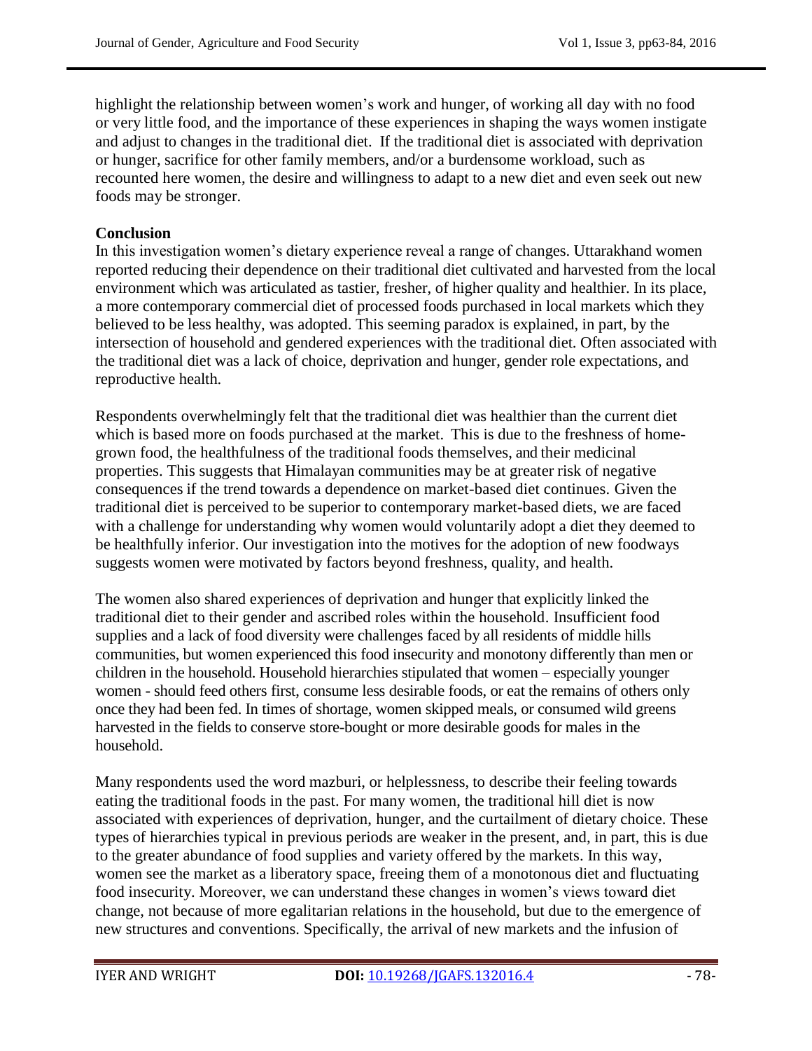highlight the relationship between women's work and hunger, of working all day with no food or very little food, and the importance of these experiences in shaping the ways women instigate and adjust to changes in the traditional diet. If the traditional diet is associated with deprivation or hunger, sacrifice for other family members, and/or a burdensome workload, such as recounted here women, the desire and willingness to adapt to a new diet and even seek out new foods may be stronger.

## Conclusion

In this investigation women's dietary experience reveal a range of changes. Uttarakhand women reported reducing their dependence on their traditional diet cultivated and harvested from the local environment which was articulated as tastier, fresher, of higher quality and healthier. In its place, a more contemporary commercial diet of processed foods purchased in local markets which they believed to be less healthy, was adopted. This seeming paradox is explained, in part, by the intersection of household and gendered experiences with the traditional diet. Often associated with the traditional diet was a lack of choice, deprivation and hunger, gender role expectations, and reproductive health.

Respondents overwhelmingly felt that the traditional diet was healthier than the current diet which is based more on foods purchased at the market. This is due to the freshness of home-grown food, the healthfulness of the traditional foods themselves, and their medicinal properties. This suggests that Himalayan communities may be at greater risk of negative consequences if the trend towards a dependence on market-based diet continues. Given the traditional diet is perceived to be superior to contemporary market-based diets, we are faced with a challenge for understanding why women would voluntarily adopt a diet they deemed to be healthfully inferior. Our investigation into the motives for the adoption of new foodways suggests women were motivated by factors beyond freshness, quality, and health.

The women also shared experiences of deprivation and hunger that explicitly linked the traditional diet to their gender and ascribed roles within the household. Insufficient food supplies and a lack of food diversity were challenges faced by all residents of middle hills communities, but women experienced this food insecurity and monotony differently than men or children in the household. Household hierarchies stipulated that women – especially younger women - should feed others first, consume less desirable foods, or eat the remains of others only once they had been fed. In times of shortage, women skipped meals, or consumed wild greens harvested in the fields to conserve store-bought or more desirable goods for males in the household.

Many respondents used the word mazburi, or helplessness, to describe their feeling towards eating the traditional foods in the past. For many women, the traditional hill diet is now associated with experiences of deprivation, hunger, and the curtailment of dietary choice. These types of hierarchies typical in previous periods are weaker in the present, and, in part, this is due to the greater abundance of food supplies and variety offered by the markets. In this way, women see the market as a liberatory space, freeing them of a monotonous diet and fluctuating food insecurity. Moreover, we can understand these changes in women's views toward diet change, not because of more egalitarian relations in the household, but due to the emergence of new structures and conventions. Specifically, the arrival of new markets and the infusion of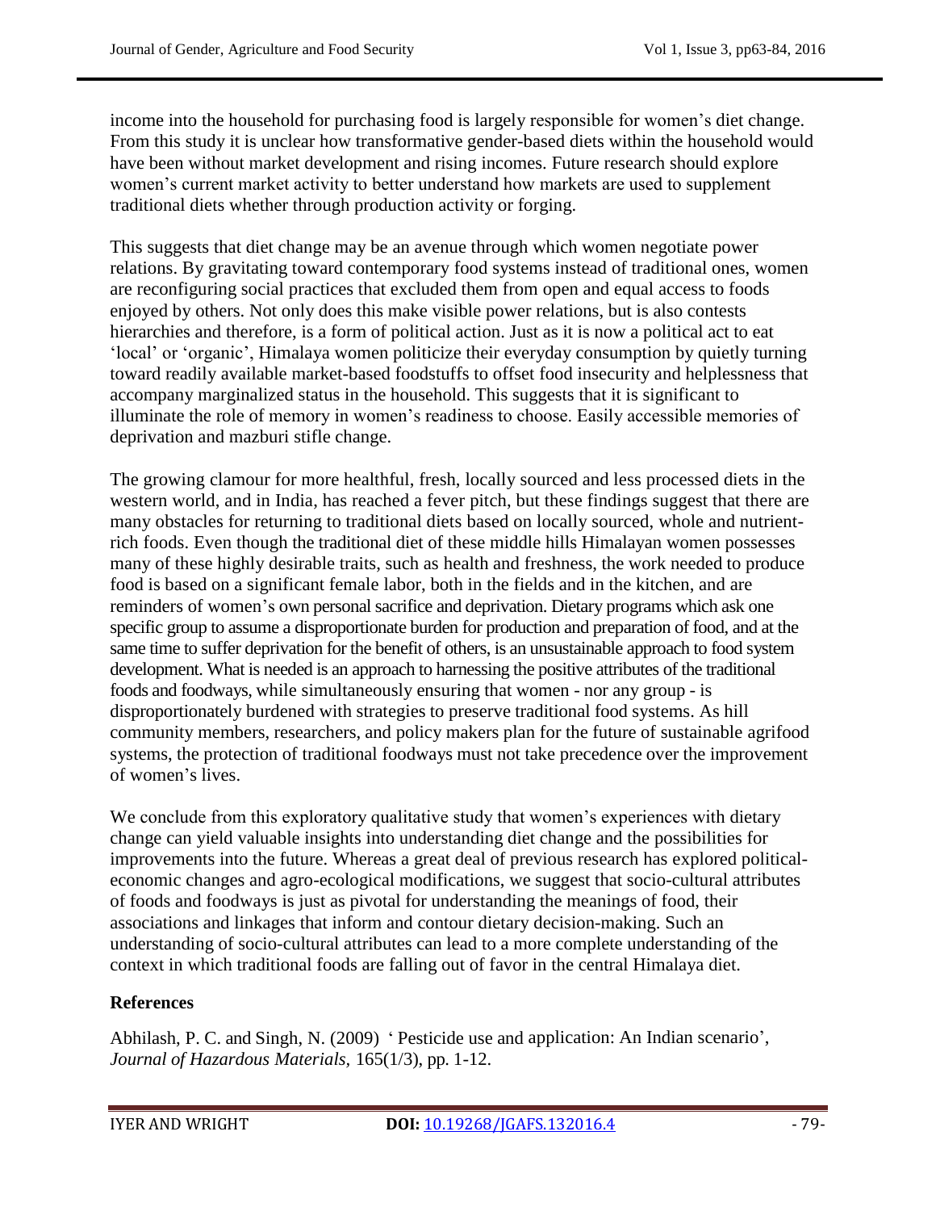income into the household for purchasing food is largely responsible for women's diet change. From this study it is unclear how transformative gender-based diets within the household would have been without market development and rising incomes. Future research should explore women's current market activity to better understand how markets are used to supplement traditional diets whether through production activity or forging.

This suggests that diet change may be an avenue through which women negotiate power relations. By gravitating toward contemporary food systems instead of traditional ones, women are reconfiguring social practices that excluded them from open and equal access to foods enjoyed by others. Not only does this make visible power relations, but is also contests hierarchies and therefore, is a form of political action. Just as it is now a political act to eat 'local' or 'organic', Himalaya women politicize their everyday consumption by quietly turning toward readily available market-based foodstuffs to offset food insecurity and helplessness that accompany marginalized status in the household. This suggests that it is significant to illuminate the role of memory in women's readiness to choose. Easily accessible memories of deprivation and mazburi stifle change.

The growing clamour for more healthful, fresh, locally sourced and less processed diets in the western world, and in India, has reached a fever pitch, but these findings suggest that there are many obstacles for returning to traditional diets based on locally sourced, whole and nutrient-rich foods. Even though the traditional diet of these middle hills Himalayan women possesses many of these highly desirable traits, such as health and freshness, the work needed to produce food is based on a significant female labor, both in the fields and in the kitchen, and are reminders of women's own personal sacrifice and deprivation. Dietary programs which ask one specific group to assume a disproportionate burden for production and preparation of food, and at the same time to suffer deprivation for the benefit of others, is an unsustainable approach to food system development. What is needed is an approach to harnessing the positive attributes of the traditional foods and foodways, while simultaneously ensuring that women - nor any group - is disproportionately burdened with strategies to preserve traditional food systems. As hill community members, researchers, and policy makers plan for the future of sustainable agrifood systems, the protection of traditional foodways must not take precedence over the improvement of women's lives.

We conclude from this exploratory qualitative study that women's experiences with dietary change can yield valuable insights into understanding diet change and the possibilities for improvements into the future. Whereas a great deal of previous research has explored political-economic changes and agro-ecological modifications, we suggest that socio-cultural attributes of foods and foodways is just as pivotal for understanding the meanings of food, their associations and linkages that inform and contour dietary decision-making. Such an understanding of socio-cultural attributes can lead to a more complete understanding of the context in which traditional foods are falling out of favor in the central Himalaya diet.

**References**

Abhilash, P. C. and Singh, N. (2009) ' Pesticide use and application: An Indian scenario', *Journal of Hazardous Materials*, 165(1/3), pp. 1-12.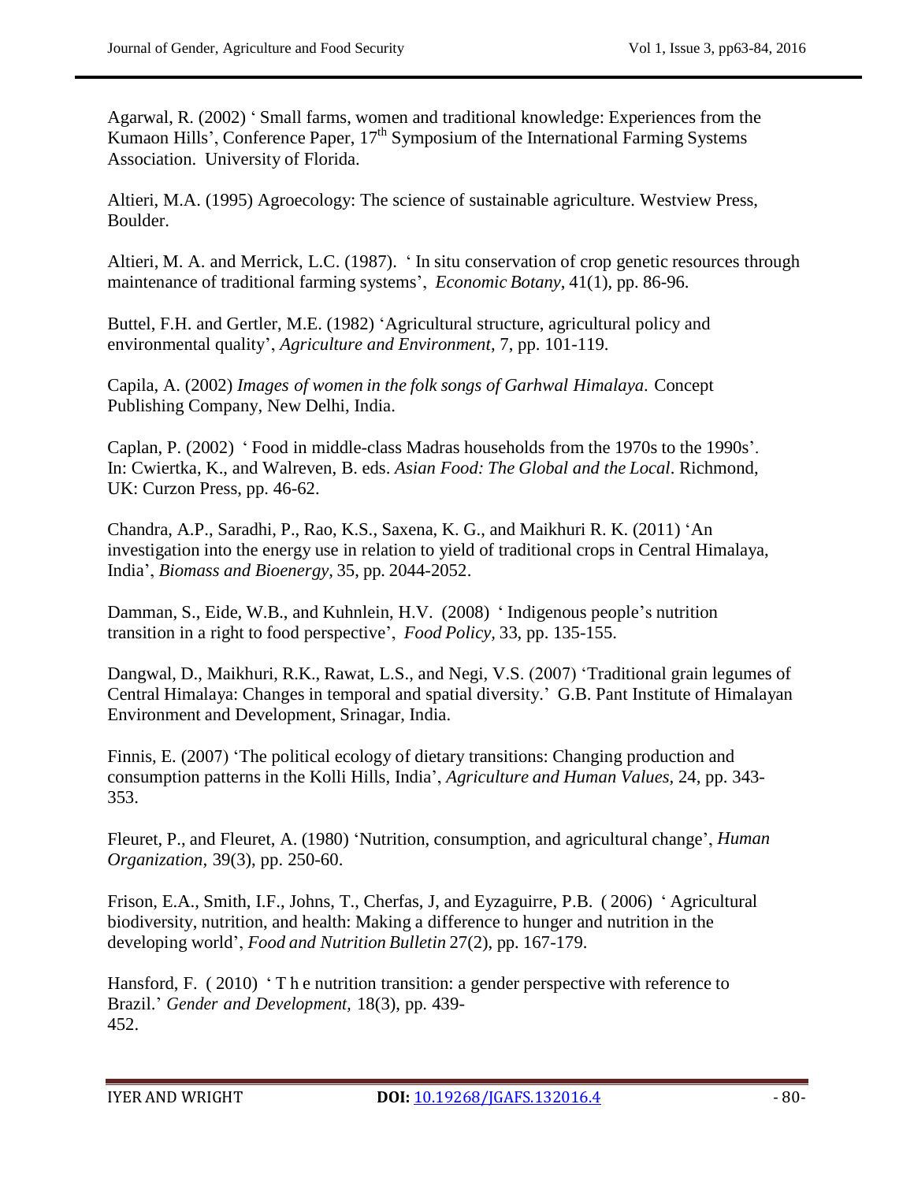Agarwal, R. (2002) ' Small farms, women and traditional knowledge: Experiences from the Kumaon Hills', Conference Paper, 17th Symposium of the International Farming Systems Association. University of Florida.

Altieri, M.A. (1995) Agroecology: The science of sustainable agriculture. Westview Press, Boulder.

Altieri, M. A. and Merrick, L.C. (1987). ' In situ conservation of crop genetic resources through maintenance of traditional farming systems', *Economic Botany*, 41(1), pp. 86-96.

Buttel, F.H. and Gertler, M.E. (1982) 'Agricultural structure, agricultural policy and environmental quality', *Agriculture and Environment*, 7, pp. 101-119.

Capila, A. (2002) *Images of women in the folk songs of Garhwal Himalaya.* Concept Publishing Company, New Delhi, India.

Caplan, P. (2002) ' Food in middle-class Madras households from the 1970s to the 1990s'. In: Cwiertka, K., and Walreven, B. eds. *Asian Food: The Global and the Local*. Richmond, UK: Curzon Press, pp. 46-62.

Chandra, A.P., Saradhi, P., Rao, K.S., Saxena, K. G., and Maikhuri R. K. (2011) 'An investigation into the energy use in relation to yield of traditional crops in Central Himalaya, India', *Biomass and Bioenergy*, 35, pp. 2044-2052.

Damman, S., Eide, W.B., and Kuhnlein, H.V. (2008) ' Indigenous people's nutrition transition in a right to food perspective', *Food Policy*, 33, pp. 135-155.

Dangwal, D., Maikhuri, R.K., Rawat, L.S., and Negi, V.S. (2007) 'Traditional grain legumes of Central Himalaya: Changes in temporal and spatial diversity.' G.B. Pant Institute of Himalayan Environment and Development, Srinagar, India.

Finnis, E. (2007) 'The political ecology of dietary transitions: Changing production and consumption patterns in the Kolli Hills, India', *Agriculture and Human Values*, 24, pp. 343-353.

Fleuret, P., and Fleuret, A. (1980) 'Nutrition, consumption, and agricultural change', *Human Organization*, 39(3), pp. 250-60.

Frison, E.A., Smith, I.F., Johns, T., Cherfas, J, and Eyzaguirre, P.B. ( 2006) ' Agricultural biodiversity, nutrition, and health: Making a difference to hunger and nutrition in the developing world', *Food and Nutrition Bulletin* 27(2), pp. 167-179.

Hansford, F. ( 2010) ' The nutrition transition: a gender perspective with reference to Brazil.' *Gender and Development*, 18(3), pp. 439-452.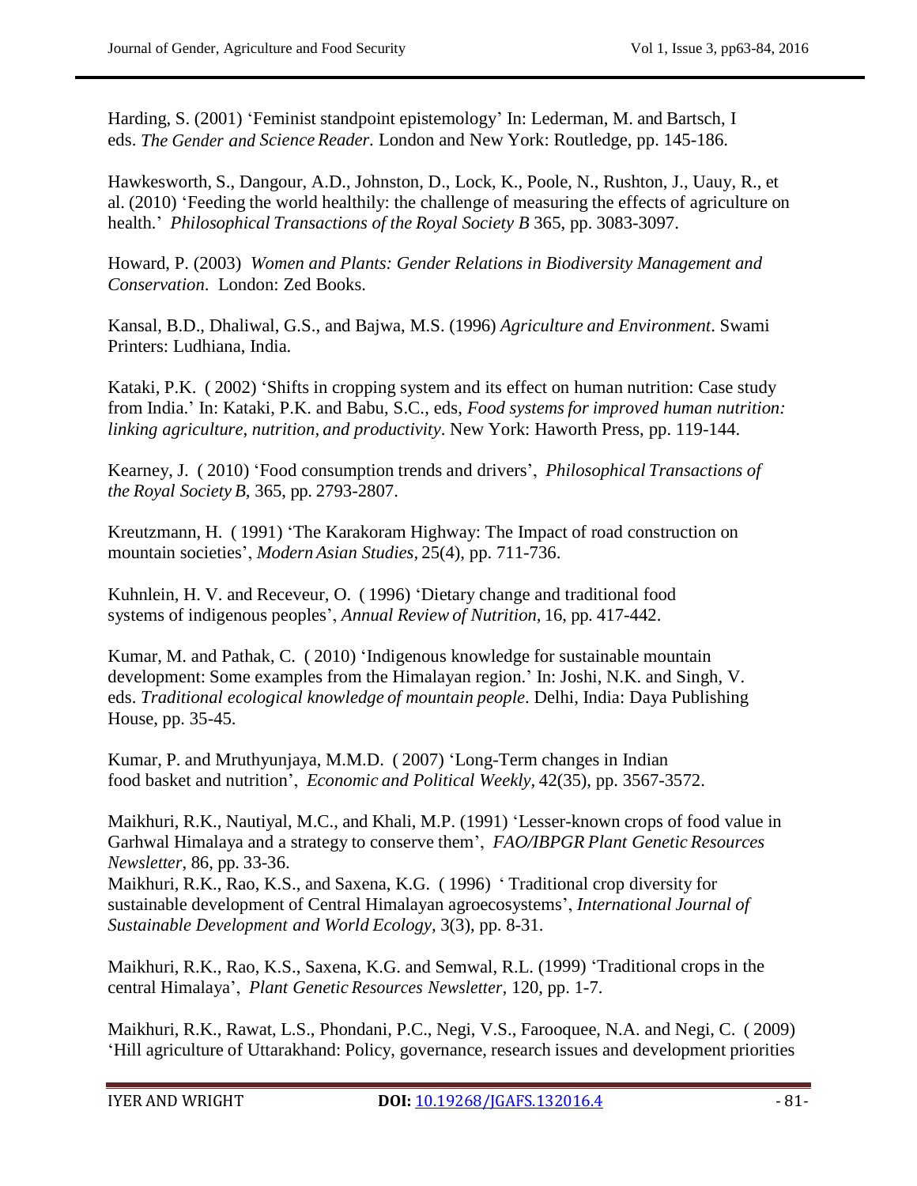Harding, S. (2001) 'Feminist standpoint epistemology' In: Lederman, M. and Bartsch, I eds. *The Gender and Science Reader.* London and New York: Routledge, pp. 145-186.

Hawkesworth, S., Dangour, A.D., Johnston, D., Lock, K., Poole, N., Rushton, J., Uauy, R., et al. (2010) 'Feeding the world healthily: the challenge of measuring the effects of agriculture on health.' *Philosophical Transactions of the Royal Society B* 365, pp. 3083-3097.

Howard, P. (2003) *Women and Plants: Gender Relations in Biodiversity Management and Conservation*. London: Zed Books.

Kansal, B.D., Dhaliwal, G.S., and Bajwa, M.S. (1996) *Agriculture and Environment*. Swami Printers: Ludhiana, India.

Kataki, P.K. ( 2002) 'Shifts in cropping system and its effect on human nutrition: Case study from India.' In: Kataki, P.K. and Babu, S.C., eds, *Food systems for improved human nutrition: linking agriculture, nutrition, and productivity*. New York: Haworth Press, pp. 119-144.

Kearney, J. ( 2010) 'Food consumption trends and drivers', *Philosophical Transactions of the Royal Society B,* 365, pp. 2793-2807.

Kreutzmann, H. ( 1991) 'The Karakoram Highway: The Impact of road construction on mountain societies', *Modern Asian Studies,* 25(4), pp. 711-736.

Kuhnlein, H. V. and Receveur, O. ( 1996) 'Dietary change and traditional food systems of indigenous peoples', *Annual Review of Nutrition,* 16, pp. 417-442.

Kumar, M. and Pathak, C. ( 2010) 'Indigenous knowledge for sustainable mountain development: Some examples from the Himalayan region.' In: Joshi, N.K. and Singh, V. eds. *Traditional ecological knowledge of mountain people*. Delhi, India: Daya Publishing House, pp. 35-45.

Kumar, P. and Mruthyunjaya, M.M.D. ( 2007) 'Long-Term changes in Indian food basket and nutrition', *Economic and Political Weekly,* 42(35), pp. 3567-3572.

Maikhuri, R.K., Nautiyal, M.C., and Khali, M.P. (1991) 'Lesser-known crops of food value in Garhwal Himalaya and a strategy to conserve them', *FAO/IBPGR Plant Genetic Resources Newsletter*, 86, pp. 33-36.

Maikhuri, R.K., Rao, K.S., and Saxena, K.G. ( 1996) ' Traditional crop diversity for sustainable development of Central Himalayan agroecosystems', *International Journal of Sustainable Development and World Ecology,* 3(3), pp. 8-31.

Maikhuri, R.K., Rao, K.S., Saxena, K.G. and Semwal, R.L. (1999) 'Traditional crops in the central Himalaya', *Plant Genetic Resources Newsletter,* 120, pp. 1-7.

Maikhuri, R.K., Rawat, L.S., Phondani, P.C., Negi, V.S., Farooquee, N.A. and Negi, C. ( 2009) 'Hill agriculture of Uttarakhand: Policy, governance, research issues and development priorities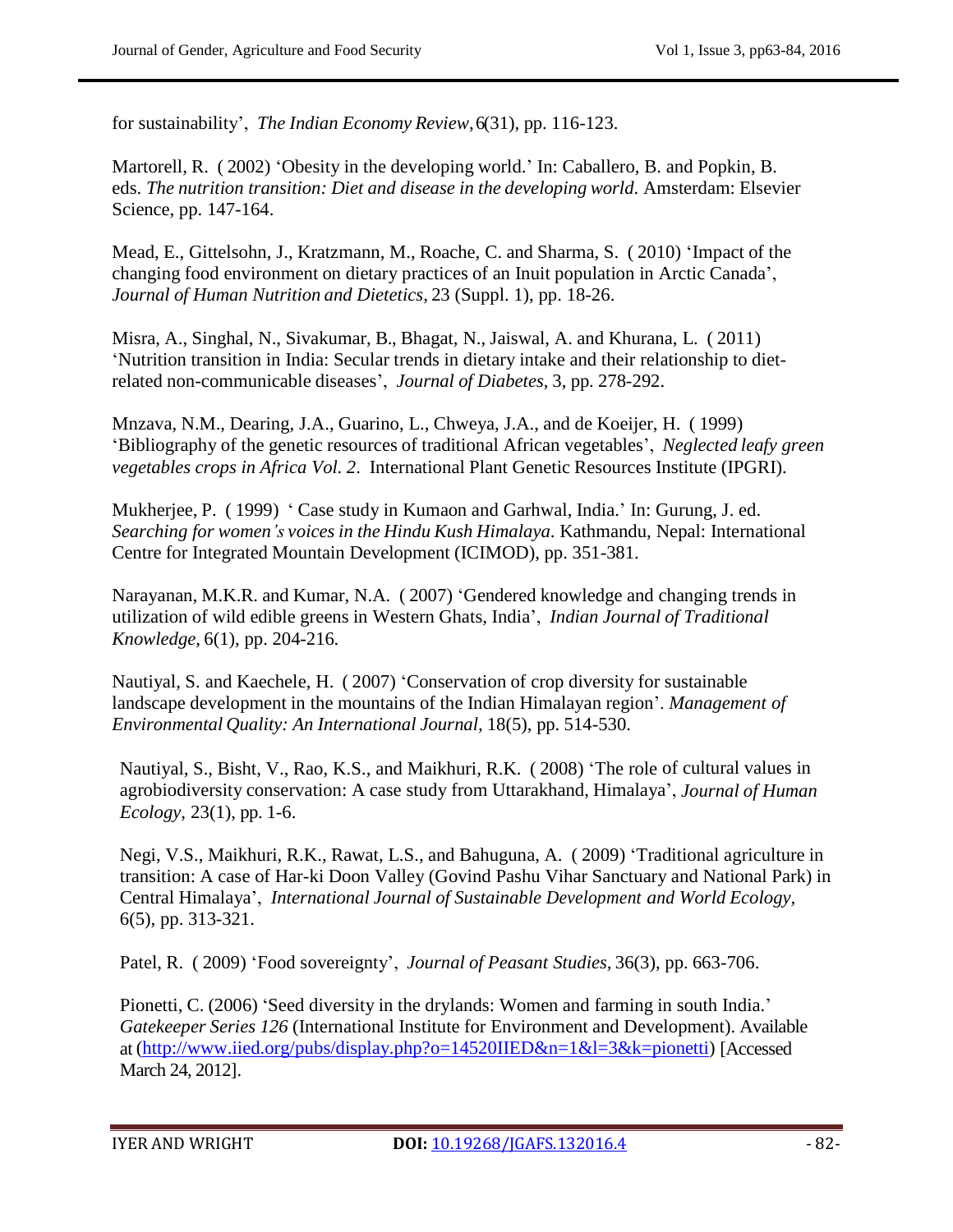for sustainability', *The Indian Economy Review*, 6(31), pp. 116-123.

Martorell, R. ( 2002) 'Obesity in the developing world.' In: Caballero, B. and Popkin, B. eds. *The nutrition transition: Diet and disease in the developing world.* Amsterdam: Elsevier Science, pp. 147-164.

Mead, E., Gittelsohn, J., Kratzmann, M., Roache, C. and Sharma, S. ( 2010) 'Impact of the changing food environment on dietary practices of an Inuit population in Arctic Canada', *Journal of Human Nutrition and Dietetics*, 23 (Suppl. 1), pp. 18-26.

Misra, A., Singhal, N., Sivakumar, B., Bhagat, N., Jaiswal, A. and Khurana, L. ( 2011) 'Nutrition transition in India: Secular trends in dietary intake and their relationship to diet-related non-communicable diseases', *Journal of Diabetes*, 3, pp. 278-292.

Mnzava, N.M., Dearing, J.A., Guarino, L., Chweya, J.A., and de Koeijer, H. ( 1999) 'Bibliography of the genetic resources of traditional African vegetables', *Neglected leafy green vegetables crops in Africa Vol. 2*. International Plant Genetic Resources Institute (IPGRI).

Mukherjee, P. ( 1999) ' Case study in Kumaon and Garhwal, India.' In: Gurung, J. ed. *Searching for women's voices in the Hindu Kush Himalaya.* Kathmandu, Nepal: International Centre for Integrated Mountain Development (ICIMOD), pp. 351-381.

Narayanan, M.K.R. and Kumar, N.A. ( 2007) 'Gendered knowledge and changing trends in utilization of wild edible greens in Western Ghats, India', *Indian Journal of Traditional Knowledge*, 6(1), pp. 204-216.

Nautiyal, S. and Kaechele, H. ( 2007) 'Conservation of crop diversity for sustainable landscape development in the mountains of the Indian Himalayan region'. *Management of Environmental Quality: An International Journal*, 18(5), pp. 514-530.

Nautiyal, S., Bisht, V., Rao, K.S., and Maikhuri, R.K. ( 2008) 'The role of cultural values in agrobiodiversity conservation: A case study from Uttarakhand, Himalaya', *Journal of Human Ecology*, 23(1), pp. 1-6.

Negi, V.S., Maikhuri, R.K., Rawat, L.S., and Bahuguna, A. ( 2009) 'Traditional agriculture in transition: A case of Har-ki Doon Valley (Govind Pashu Vihar Sanctuary and National Park) in Central Himalaya', *International Journal of Sustainable Development and World Ecology*, 6(5), pp. 313-321.

Patel, R. ( 2009) 'Food sovereignty', *Journal of Peasant Studies*, 36(3), pp. 663-706.

Pionetti, C. (2006) 'Seed diversity in the drylands: Women and farming in south India.' *Gatekeeper Series 126* (International Institute for Environment and Development). Available at (http://www.iied.org/pubs/display.php?o=14520IIED&n=1&l=3&k=pionetti) [Accessed March 24, 2012].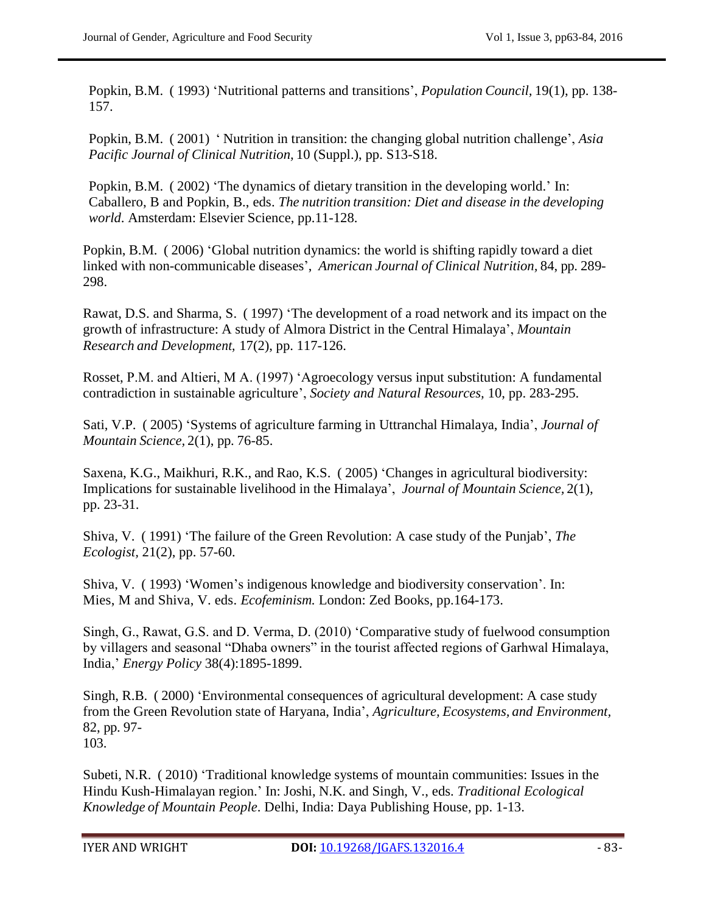Popkin, B.M. ( 1993) 'Nutritional patterns and transitions', *Population Council,* 19(1), pp. 138-157.

Popkin, B.M. ( 2001) ' Nutrition in transition: the changing global nutrition challenge', *Asia Pacific Journal of Clinical Nutrition,* 10 (Suppl.), pp. S13-S18.

Popkin, B.M. ( 2002) 'The dynamics of dietary transition in the developing world.' In: Caballero, B and Popkin, B., eds. *The nutrition transition: Diet and disease in the developing world.* Amsterdam: Elsevier Science, pp.11-128.

Popkin, B.M. ( 2006) 'Global nutrition dynamics: the world is shifting rapidly toward a diet linked with non-communicable diseases', *American Journal of Clinical Nutrition,* 84, pp. 289-298.

Rawat, D.S. and Sharma, S. ( 1997) 'The development of a road network and its impact on the growth of infrastructure: A study of Almora District in the Central Himalaya', *Mountain Research and Development,* 17(2), pp. 117-126.

Rosset, P.M. and Altieri, M A. (1997) 'Agroecology versus input substitution: A fundamental contradiction in sustainable agriculture', *Society and Natural Resources,* 10, pp. 283-295.

Sati, V.P. ( 2005) 'Systems of agriculture farming in Uttranchal Himalaya, India', *Journal of Mountain Science,* 2(1), pp. 76-85.

Saxena, K.G., Maikhuri, R.K., and Rao, K.S. ( 2005) 'Changes in agricultural biodiversity: Implications for sustainable livelihood in the Himalaya', *Journal of Mountain Science,* 2(1), pp. 23-31.

Shiva, V. ( 1991) 'The failure of the Green Revolution: A case study of the Punjab', *The Ecologist,* 21(2), pp. 57-60.

Shiva, V. ( 1993) 'Women's indigenous knowledge and biodiversity conservation'. In: Mies, M and Shiva, V. eds. *Ecofeminism.* London: Zed Books, pp.164-173.

Singh, G., Rawat, G.S. and D. Verma, D. (2010) 'Comparative study of fuelwood consumption by villagers and seasonal "Dhaba owners" in the tourist affected regions of Garhwal Himalaya, India,' *Energy Policy* 38(4):1895-1899.

Singh, R.B. ( 2000) 'Environmental consequences of agricultural development: A case study from the Green Revolution state of Haryana, India', *Agriculture, Ecosystems, and Environment,* 82, pp. 97-103.

Subeti, N.R. ( 2010) 'Traditional knowledge systems of mountain communities: Issues in the Hindu Kush-Himalayan region.' In: Joshi, N.K. and Singh, V., eds. *Traditional Ecological Knowledge of Mountain People.* Delhi, India: Daya Publishing House, pp. 1-13.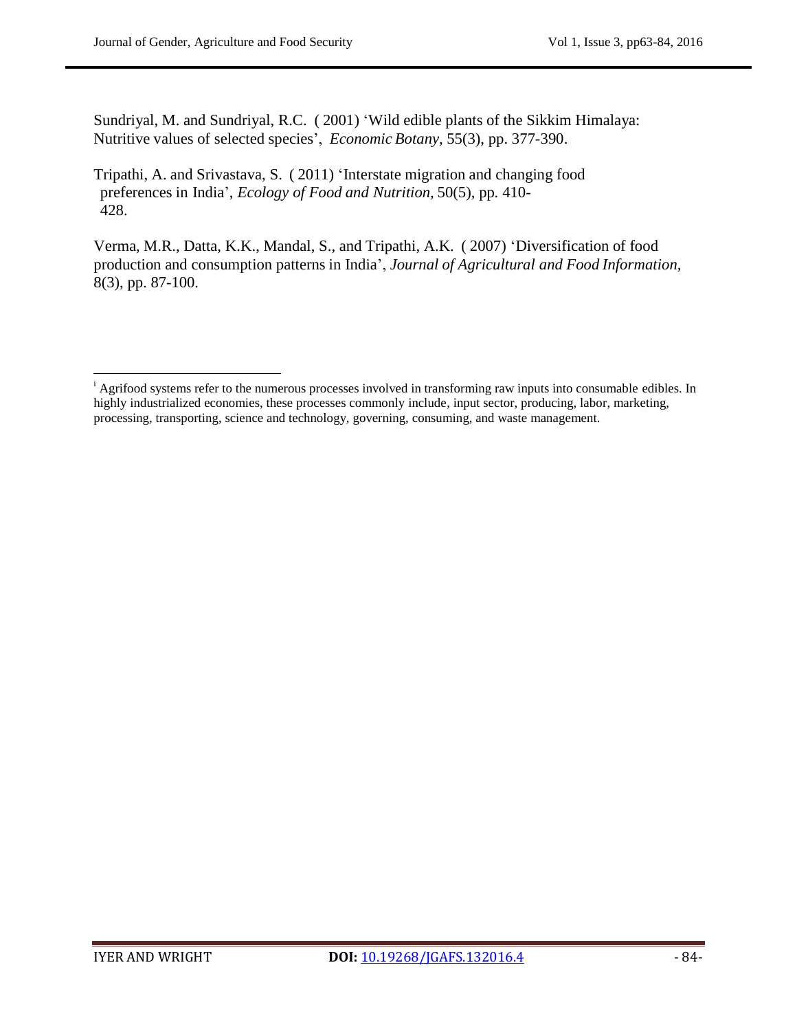Sundriyal, M. and Sundriyal, R.C. ( 2001) 'Wild edible plants of the Sikkim Himalaya: Nutritive values of selected species', *Economic Botany*, 55(3), pp. 377-390.

Tripathi, A. and Srivastava, S. ( 2011) 'Interstate migration and changing food preferences in India', *Ecology of Food and Nutrition*, 50(5), pp. 410-428.

Verma, M.R., Datta, K.K., Mandal, S., and Tripathi, A.K. ( 2007) 'Diversification of food production and consumption patterns in India', *Journal of Agricultural and Food Information*, 8(3), pp. 87-100.

---

[i] Agrifood systems refer to the numerous processes involved in transforming raw inputs into consumable edibles. In highly industrialized economies, these processes commonly include, input sector, producing, labor, marketing, processing, transporting, science and technology, governing, consuming, and waste management.